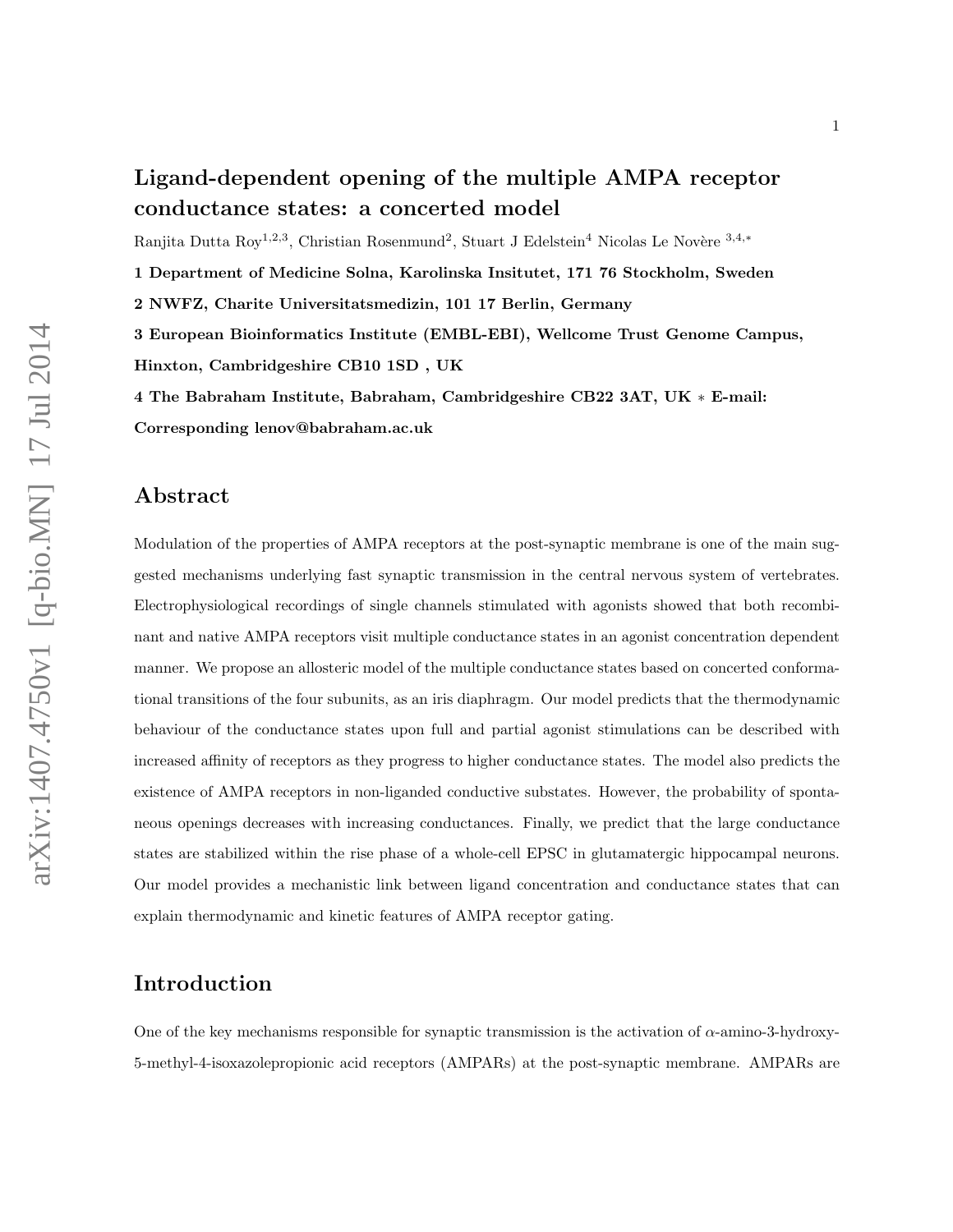# Ligand-dependent opening of the multiple AMPA receptor conductance states: a concerted model

Ranjita Dutta Roy[1,2,3], Christian Rosenmund[2], Stuart J Edelstein[4] Nicolas Le Novère [3,4,*]

**1 Department of Medicine Solna, Karolinska Insitutet, 171 76 Stockholm, Sweden**

**2 NWFZ, Charite Universitatsmedizin, 101 17 Berlin, Germany**

**3 European Bioinformatics Institute (EMBL-EBI), Wellcome Trust Genome Campus, Hinxton, Cambridgeshire CB10 1SD , UK**

**4 The Babraham Institute, Babraham, Cambridgeshire CB22 3AT, UK * E-mail: Corresponding lenov@babraham.ac.uk**

## Abstract

Modulation of the properties of AMPA receptors at the post-synaptic membrane is one of the main suggested mechanisms underlying fast synaptic transmission in the central nervous system of vertebrates. Electrophysiological recordings of single channels stimulated with agonists showed that both recombinant and native AMPA receptors visit multiple conductance states in an agonist concentration dependent manner. We propose an allosteric model of the multiple conductance states based on concerted conformational transitions of the four subunits, as an iris diaphragm. Our model predicts that the thermodynamic behaviour of the conductance states upon full and partial agonist stimulations can be described with increased affinity of receptors as they progress to higher conductance states. The model also predicts the existence of AMPA receptors in non-liganded conductive substates. However, the probability of spontaneous openings decreases with increasing conductances. Finally, we predict that the large conductance states are stabilized within the rise phase of a whole-cell EPSC in glutamatergic hippocampal neurons. Our model provides a mechanistic link between ligand concentration and conductance states that can explain thermodynamic and kinetic features of AMPA receptor gating.

## Introduction

One of the key mechanisms responsible for synaptic transmission is the activation of $\alpha$-amino-3-hydroxy-5-methyl-4-isoxazolepropionic acid receptors (AMPARs) at the post-synaptic membrane. AMPARs are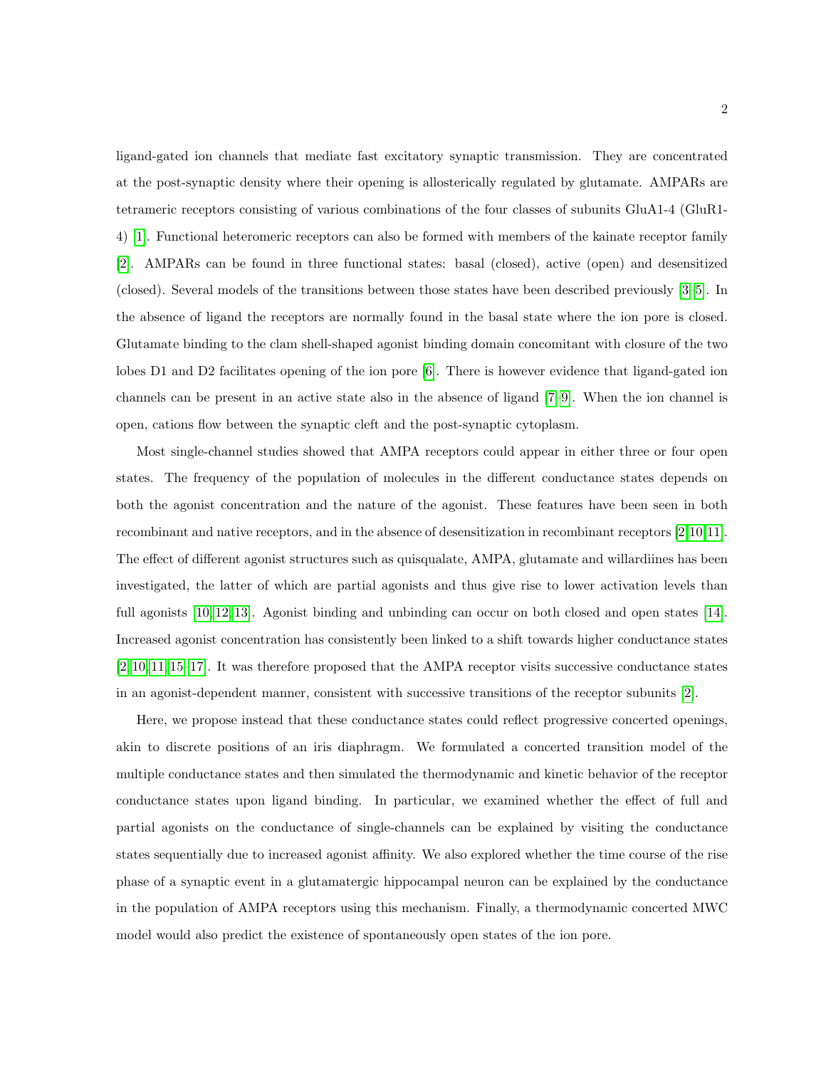ligand-gated ion channels that mediate fast excitatory synaptic transmission. They are concentrated at the post-synaptic density where their opening is allosterically regulated by glutamate. AMPARs are tetrameric receptors consisting of various combinations of the four classes of subunits GluA1-4 (GluR1-4) [1]. Functional heteromeric receptors can also be formed with members of the kainate receptor family [2]. AMPARs can be found in three functional states: basal (closed), active (open) and desensitized (closed). Several models of the transitions between those states have been described previously [3–5]. In the absence of ligand the receptors are normally found in the basal state where the ion pore is closed. Glutamate binding to the clam shell-shaped agonist binding domain concomitant with closure of the two lobes D1 and D2 facilitates opening of the ion pore [6]. There is however evidence that ligand-gated ion channels can be present in an active state also in the absence of ligand [7–9]. When the ion channel is open, cations flow between the synaptic cleft and the post-synaptic cytoplasm.

Most single-channel studies showed that AMPA receptors could appear in either three or four open states. The frequency of the population of molecules in the different conductance states depends on both the agonist concentration and the nature of the agonist. These features have been seen in both recombinant and native receptors, and in the absence of desensitization in recombinant receptors [2,10,11]. The effect of different agonist structures such as quisqualate, AMPA, glutamate and willardiines has been investigated, the latter of which are partial agonists and thus give rise to lower activation levels than full agonists [10,12,13]. Agonist binding and unbinding can occur on both closed and open states [14]. Increased agonist concentration has consistently been linked to a shift towards higher conductance states [2,10,11,15–17]. It was therefore proposed that the AMPA receptor visits successive conductance states in an agonist-dependent manner, consistent with successive transitions of the receptor subunits [2].

Here, we propose instead that these conductance states could reflect progressive concerted openings, akin to discrete positions of an iris diaphragm. We formulated a concerted transition model of the multiple conductance states and then simulated the thermodynamic and kinetic behavior of the receptor conductance states upon ligand binding. In particular, we examined whether the effect of full and partial agonists on the conductance of single-channels can be explained by visiting the conductance states sequentially due to increased agonist affinity. We also explored whether the time course of the rise phase of a synaptic event in a glutamatergic hippocampal neuron can be explained by the conductance in the population of AMPA receptors using this mechanism. Finally, a thermodynamic concerted MWC model would also predict the existence of spontaneously open states of the ion pore.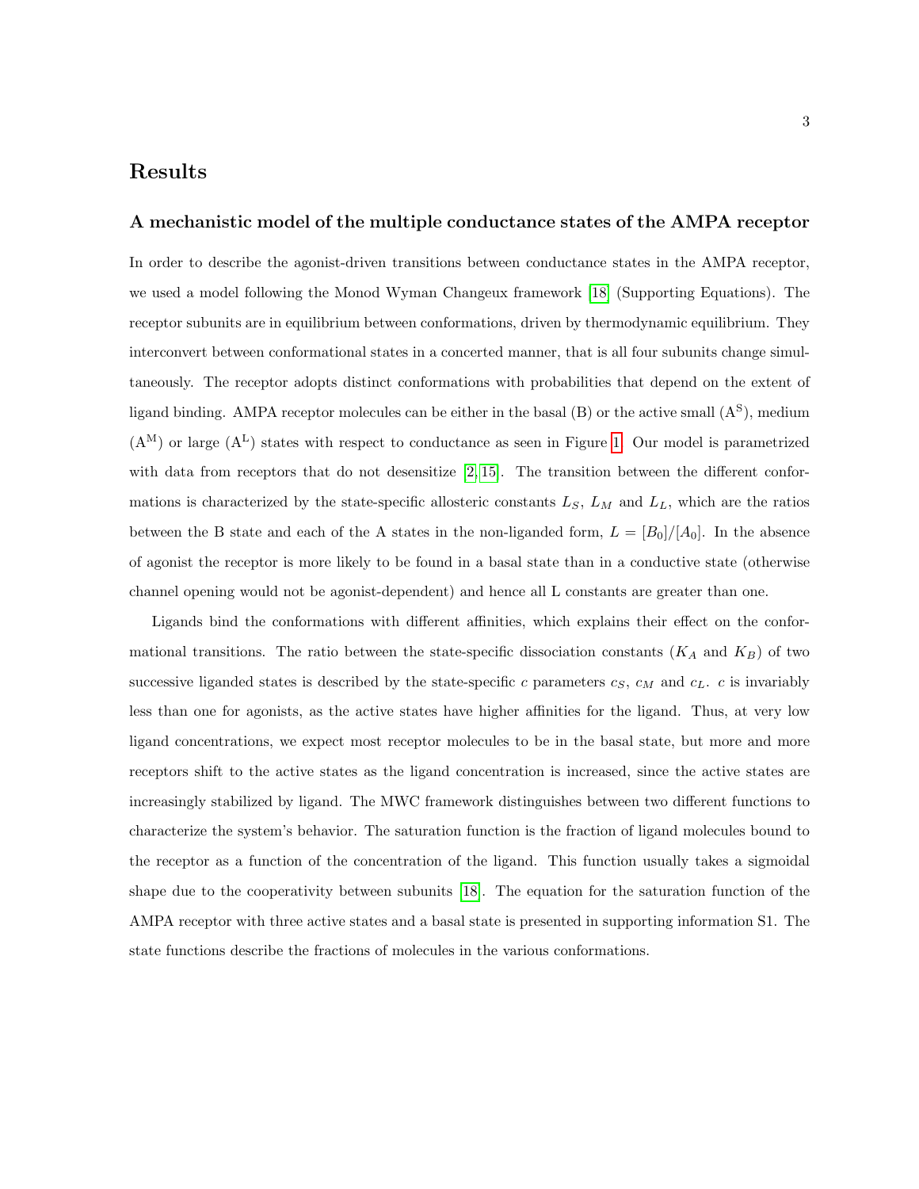# Results

## A mechanistic model of the multiple conductance states of the AMPA receptor

In order to describe the agonist-driven transitions between conductance states in the AMPA receptor, we used a model following the Monod Wyman Changeux framework [18] (Supporting Equations). The receptor subunits are in equilibrium between conformations, driven by thermodynamic equilibrium. They interconvert between conformational states in a concerted manner, that is all four subunits change simultaneously. The receptor adopts distinct conformations with probabilities that depend on the extent of ligand binding. AMPA receptor molecules can be either in the basal (B) or the active small ($A^S$), medium ($A^M$) or large ($A^L$) states with respect to conductance as seen in Figure 1. Our model is parametrized with data from receptors that do not desensitize [2, 15]. The transition between the different conformations is characterized by the state-specific allosteric constants $L_S$, $L_M$ and $L_L$, which are the ratios between the B state and each of the A states in the non-liganded form, $L = [B_0]/[A_0]$. In the absence of agonist the receptor is more likely to be found in a basal state than in a conductive state (otherwise channel opening would not be agonist-dependent) and hence all L constants are greater than one.

Ligands bind the conformations with different affinities, which explains their effect on the conformational transitions. The ratio between the state-specific dissociation constants ($K_A$ and $K_B$) of two successive liganded states is described by the state-specific $c$ parameters $c_S$, $c_M$ and $c_L$. $c$ is invariably less than one for agonists, as the active states have higher affinities for the ligand. Thus, at very low ligand concentrations, we expect most receptor molecules to be in the basal state, but more and more receptors shift to the active states as the ligand concentration is increased, since the active states are increasingly stabilized by ligand. The MWC framework distinguishes between two different functions to characterize the system's behavior. The saturation function is the fraction of ligand molecules bound to the receptor as a function of the concentration of the ligand. This function usually takes a sigmoidal shape due to the cooperativity between subunits [18]. The equation for the saturation function of the AMPA receptor with three active states and a basal state is presented in supporting information S1. The state functions describe the fractions of molecules in the various conformations.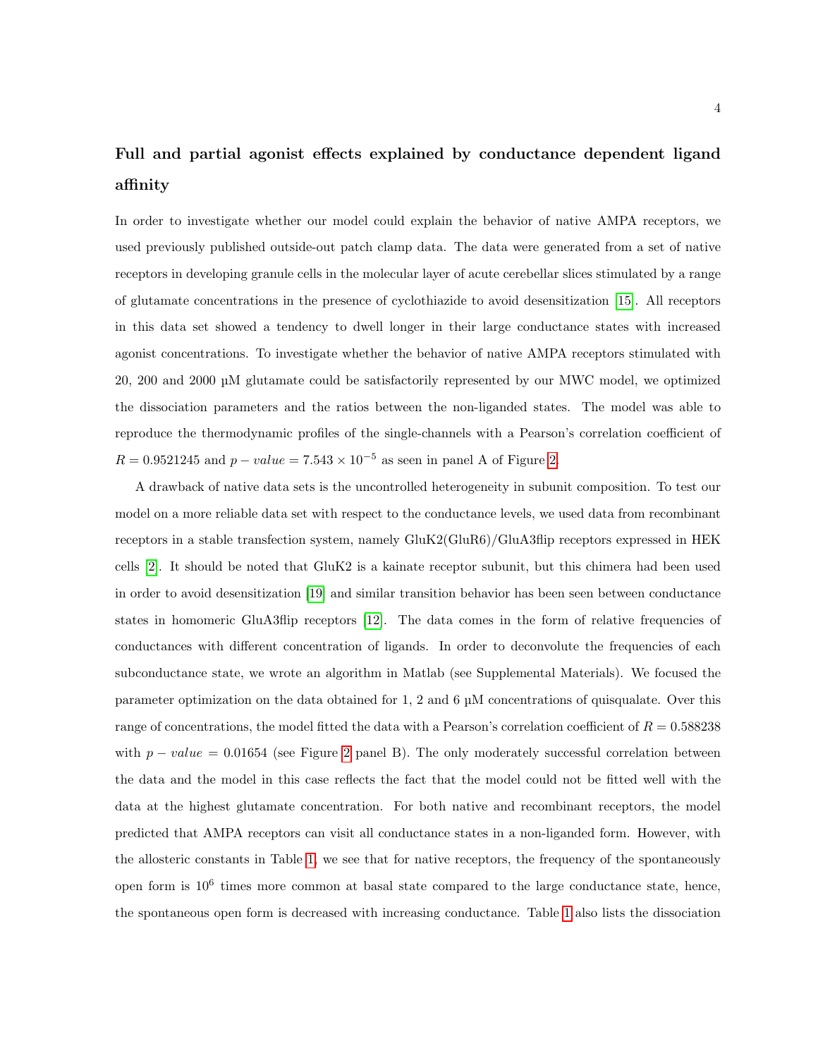### Full and partial agonist effects explained by conductance dependent ligand affinity

In order to investigate whether our model could explain the behavior of native AMPA receptors, we used previously published outside-out patch clamp data. The data were generated from a set of native receptors in developing granule cells in the molecular layer of acute cerebellar slices stimulated by a range of glutamate concentrations in the presence of cyclothiazide to avoid desensitization [15]. All receptors in this data set showed a tendency to dwell longer in their large conductance states with increased agonist concentrations. To investigate whether the behavior of native AMPA receptors stimulated with 20, 200 and 2000 µM glutamate could be satisfactorily represented by our MWC model, we optimized the dissociation parameters and the ratios between the non-liganded states. The model was able to reproduce the thermodynamic profiles of the single-channels with a Pearson's correlation coefficient of $R = 0.9521245$ and $p - value = 7.543 \times 10^{-5}$ as seen in panel A of Figure 2.

A drawback of native data sets is the uncontrolled heterogeneity in subunit composition. To test our model on a more reliable data set with respect to the conductance levels, we used data from recombinant receptors in a stable transfection system, namely GluK2(GluR6)/GluA3flip receptors expressed in HEK cells [2]. It should be noted that GluK2 is a kainate receptor subunit, but this chimera had been used in order to avoid desensitization [19] and similar transition behavior has been seen between conductance states in homomeric GluA3flip receptors [12]. The data comes in the form of relative frequencies of conductances with different concentration of ligands. In order to deconvolute the frequencies of each subconductance state, we wrote an algorithm in Matlab (see Supplemental Materials). We focused the parameter optimization on the data obtained for 1, 2 and 6 µM concentrations of quisqualate. Over this range of concentrations, the model fitted the data with a Pearson's correlation coefficient of $R = 0.588238$ with $p - value = 0.01654$ (see Figure 2 panel B). The only moderately successful correlation between the data and the model in this case reflects the fact that the model could not be fitted well with the data at the highest glutamate concentration. For both native and recombinant receptors, the model predicted that AMPA receptors can visit all conductance states in a non-liganded form. However, with the allosteric constants in Table 1, we see that for native receptors, the frequency of the spontaneously open form is $10^6$ times more common at basal state compared to the large conductance state, hence, the spontaneous open form is decreased with increasing conductance. Table 1 also lists the dissociation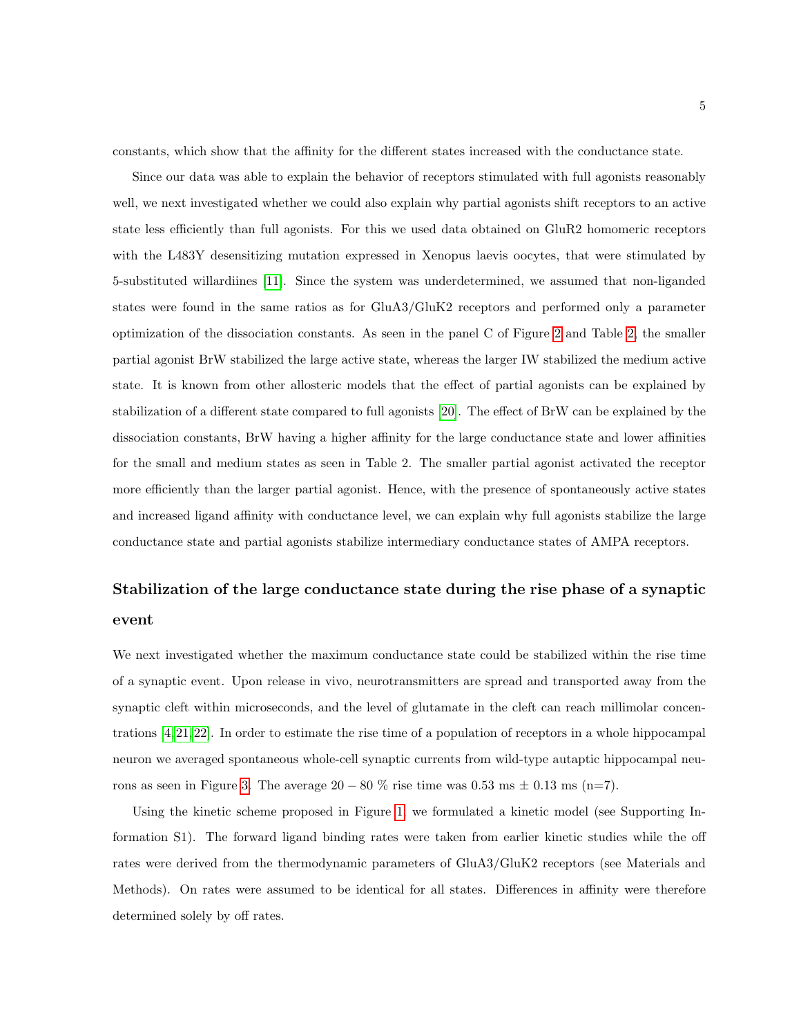constants, which show that the affinity for the different states increased with the conductance state.

Since our data was able to explain the behavior of receptors stimulated with full agonists reasonably well, we next investigated whether we could also explain why partial agonists shift receptors to an active state less efficiently than full agonists. For this we used data obtained on GluR2 homomeric receptors with the L483Y desensitizing mutation expressed in Xenopus laevis oocytes, that were stimulated by 5-substituted willardiines [11]. Since the system was underdetermined, we assumed that non-liganded states were found in the same ratios as for GluA3/GluK2 receptors and performed only a parameter optimization of the dissociation constants. As seen in the panel C of Figure 2 and Table 2, the smaller partial agonist BrW stabilized the large active state, whereas the larger IW stabilized the medium active state. It is known from other allosteric models that the effect of partial agonists can be explained by stabilization of a different state compared to full agonists [20]. The effect of BrW can be explained by the dissociation constants, BrW having a higher affinity for the large conductance state and lower affinities for the small and medium states as seen in Table 2. The smaller partial agonist activated the receptor more efficiently than the larger partial agonist. Hence, with the presence of spontaneously active states and increased ligand affinity with conductance level, we can explain why full agonists stabilize the large conductance state and partial agonists stabilize intermediary conductance states of AMPA receptors.

## Stabilization of the large conductance state during the rise phase of a synaptic event

We next investigated whether the maximum conductance state could be stabilized within the rise time of a synaptic event. Upon release in vivo, neurotransmitters are spread and transported away from the synaptic cleft within microseconds, and the level of glutamate in the cleft can reach millimolar concentrations [4,21,22]. In order to estimate the rise time of a population of receptors in a whole hippocampal neuron we averaged spontaneous whole-cell synaptic currents from wild-type autaptic hippocampal neurons as seen in Figure 3. The average $20-80$ % rise time was 0.53 ms $\pm$ 0.13 ms (n=7).

Using the kinetic scheme proposed in Figure 1, we formulated a kinetic model (see Supporting Information S1). The forward ligand binding rates were taken from earlier kinetic studies while the off rates were derived from the thermodynamic parameters of GluA3/GluK2 receptors (see Materials and Methods). On rates were assumed to be identical for all states. Differences in affinity were therefore determined solely by off rates.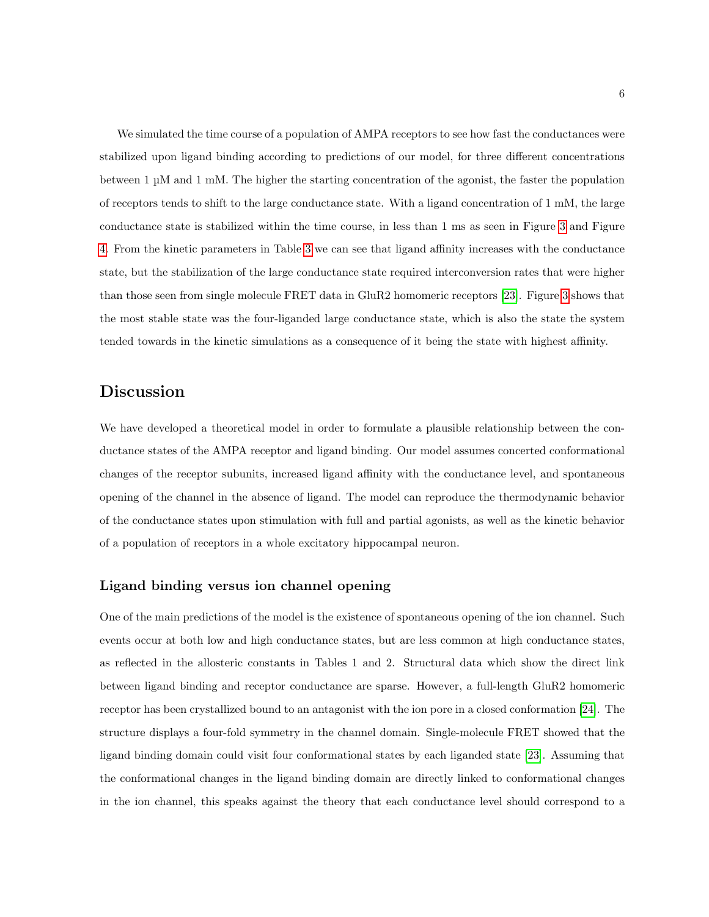We simulated the time course of a population of AMPA receptors to see how fast the conductances were stabilized upon ligand binding according to predictions of our model, for three different concentrations between 1 µM and 1 mM. The higher the starting concentration of the agonist, the faster the population of receptors tends to shift to the large conductance state. With a ligand concentration of 1 mM, the large conductance state is stabilized within the time course, in less than 1 ms as seen in Figure 3 and Figure 4. From the kinetic parameters in Table 3 we can see that ligand affinity increases with the conductance state, but the stabilization of the large conductance state required interconversion rates that were higher than those seen from single molecule FRET data in GluR2 homomeric receptors [23]. Figure 3 shows that the most stable state was the four-liganded large conductance state, which is also the state the system tended towards in the kinetic simulations as a consequence of it being the state with highest affinity.

## Discussion

We have developed a theoretical model in order to formulate a plausible relationship between the conductance states of the AMPA receptor and ligand binding. Our model assumes concerted conformational changes of the receptor subunits, increased ligand affinity with the conductance level, and spontaneous opening of the channel in the absence of ligand. The model can reproduce the thermodynamic behavior of the conductance states upon stimulation with full and partial agonists, as well as the kinetic behavior of a population of receptors in a whole excitatory hippocampal neuron.

### Ligand binding versus ion channel opening

One of the main predictions of the model is the existence of spontaneous opening of the ion channel. Such events occur at both low and high conductance states, but are less common at high conductance states, as reflected in the allosteric constants in Tables 1 and 2. Structural data which show the direct link between ligand binding and receptor conductance are sparse. However, a full-length GluR2 homomeric receptor has been crystallized bound to an antagonist with the ion pore in a closed conformation [24]. The structure displays a four-fold symmetry in the channel domain. Single-molecule FRET showed that the ligand binding domain could visit four conformational states by each liganded state [23]. Assuming that the conformational changes in the ligand binding domain are directly linked to conformational changes in the ion channel, this speaks against the theory that each conductance level should correspond to a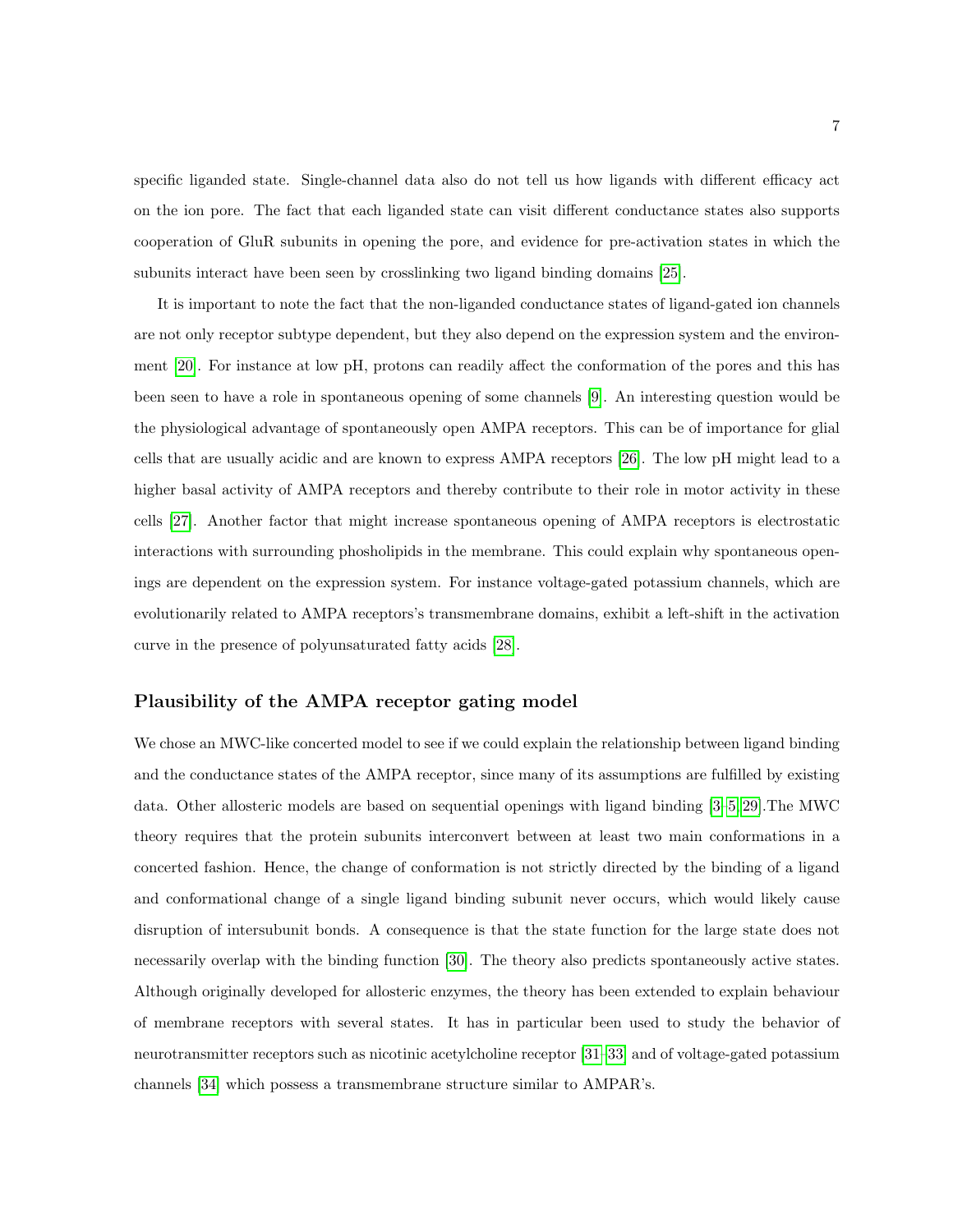specific liganded state. Single-channel data also do not tell us how ligands with different efficacy act on the ion pore. The fact that each liganded state can visit different conductance states also supports cooperation of GluR subunits in opening the pore, and evidence for pre-activation states in which the subunits interact have been seen by crosslinking two ligand binding domains [25].

It is important to note the fact that the non-liganded conductance states of ligand-gated ion channels are not only receptor subtype dependent, but they also depend on the expression system and the environment [20]. For instance at low pH, protons can readily affect the conformation of the pores and this has been seen to have a role in spontaneous opening of some channels [9]. An interesting question would be the physiological advantage of spontaneously open AMPA receptors. This can be of importance for glial cells that are usually acidic and are known to express AMPA receptors [26]. The low pH might lead to a higher basal activity of AMPA receptors and thereby contribute to their role in motor activity in these cells [27]. Another factor that might increase spontaneous opening of AMPA receptors is electrostatic interactions with surrounding phosholipids in the membrane. This could explain why spontaneous openings are dependent on the expression system. For instance voltage-gated potassium channels, which are evolutionarily related to AMPA receptors's transmembrane domains, exhibit a left-shift in the activation curve in the presence of polyunsaturated fatty acids [28].

## Plausibility of the AMPA receptor gating model

We chose an MWC-like concerted model to see if we could explain the relationship between ligand binding and the conductance states of the AMPA receptor, since many of its assumptions are fulfilled by existing data. Other allosteric models are based on sequential openings with ligand binding [3–5, 29].The MWC theory requires that the protein subunits interconvert between at least two main conformations in a concerted fashion. Hence, the change of conformation is not strictly directed by the binding of a ligand and conformational change of a single ligand binding subunit never occurs, which would likely cause disruption of intersubunit bonds. A consequence is that the state function for the large state does not necessarily overlap with the binding function [30]. The theory also predicts spontaneously active states. Although originally developed for allosteric enzymes, the theory has been extended to explain behaviour of membrane receptors with several states. It has in particular been used to study the behavior of neurotransmitter receptors such as nicotinic acetylcholine receptor [31–33] and of voltage-gated potassium channels [34] which possess a transmembrane structure similar to AMPAR's.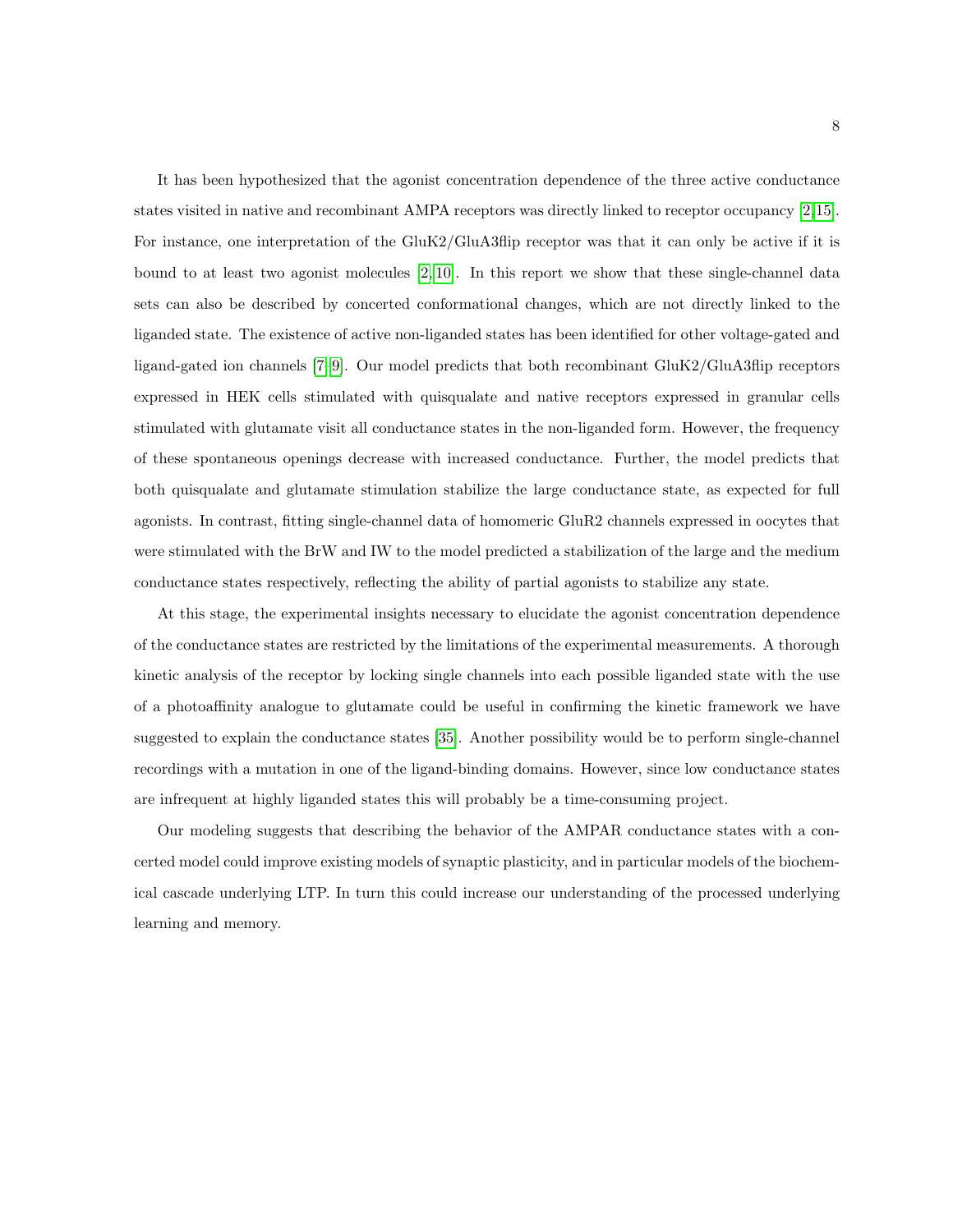It has been hypothesized that the agonist concentration dependence of the three active conductance states visited in native and recombinant AMPA receptors was directly linked to receptor occupancy [2,15]. For instance, one interpretation of the GluK2/GluA3flip receptor was that it can only be active if it is bound to at least two agonist molecules [2,10]. In this report we show that these single-channel data sets can also be described by concerted conformational changes, which are not directly linked to the liganded state. The existence of active non-liganded states has been identified for other voltage-gated and ligand-gated ion channels [7–9]. Our model predicts that both recombinant GluK2/GluA3flip receptors expressed in HEK cells stimulated with quisqualate and native receptors expressed in granular cells stimulated with glutamate visit all conductance states in the non-liganded form. However, the frequency of these spontaneous openings decrease with increased conductance. Further, the model predicts that both quisqualate and glutamate stimulation stabilize the large conductance state, as expected for full agonists. In contrast, fitting single-channel data of homomeric GluR2 channels expressed in oocytes that were stimulated with the BrW and IW to the model predicted a stabilization of the large and the medium conductance states respectively, reflecting the ability of partial agonists to stabilize any state.

At this stage, the experimental insights necessary to elucidate the agonist concentration dependence of the conductance states are restricted by the limitations of the experimental measurements. A thorough kinetic analysis of the receptor by locking single channels into each possible liganded state with the use of a photoaffinity analogue to glutamate could be useful in confirming the kinetic framework we have suggested to explain the conductance states [35]. Another possibility would be to perform single-channel recordings with a mutation in one of the ligand-binding domains. However, since low conductance states are infrequent at highly liganded states this will probably be a time-consuming project.

Our modeling suggests that describing the behavior of the AMPAR conductance states with a concerted model could improve existing models of synaptic plasticity, and in particular models of the biochemical cascade underlying LTP. In turn this could increase our understanding of the processed underlying learning and memory.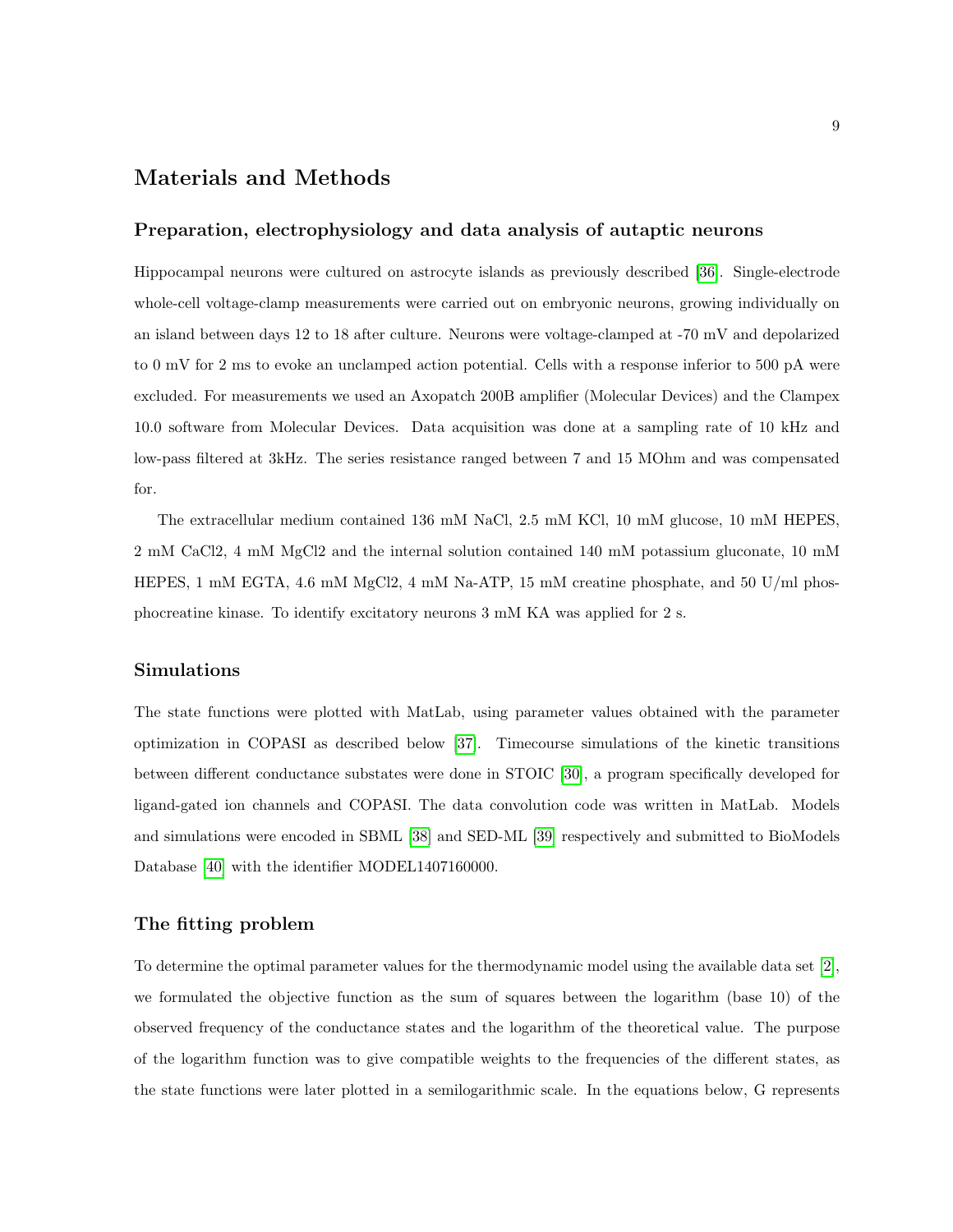## Materials and Methods

### Preparation, electrophysiology and data analysis of autaptic neurons

Hippocampal neurons were cultured on astrocyte islands as previously described [36]. Single-electrode whole-cell voltage-clamp measurements were carried out on embryonic neurons, growing individually on an island between days 12 to 18 after culture. Neurons were voltage-clamped at -70 mV and depolarized to 0 mV for 2 ms to evoke an unclamped action potential. Cells with a response inferior to 500 pA were excluded. For measurements we used an Axopatch 200B amplifier (Molecular Devices) and the Clampex 10.0 software from Molecular Devices. Data acquisition was done at a sampling rate of 10 kHz and low-pass filtered at 3kHz. The series resistance ranged between 7 and 15 MOhm and was compensated for.

The extracellular medium contained 136 mM NaCl, 2.5 mM KCl, 10 mM glucose, 10 mM HEPES, 2 mM $CaCl_2$, 4 mM $MgCl_2$ and the internal solution contained 140 mM potassium gluconate, 10 mM HEPES, 1 mM EGTA, 4.6 mM $MgCl_2$, 4 mM Na-ATP, 15 mM creatine phosphate, and 50 U/ml phosphocreatine kinase. To identify excitatory neurons 3 mM KA was applied for 2 s.

### Simulations

The state functions were plotted with MatLab, using parameter values obtained with the parameter optimization in COPASI as described below [37]. Timecourse simulations of the kinetic transitions between different conductance substates were done in STOIC [30], a program specifically developed for ligand-gated ion channels and COPASI. The data convolution code was written in MatLab. Models and simulations were encoded in SBML [38] and SED-ML [39] respectively and submitted to BioModels Database [40] with the identifier MODEL1407160000.

### The fitting problem

To determine the optimal parameter values for the thermodynamic model using the available data set [2], we formulated the objective function as the sum of squares between the logarithm (base 10) of the observed frequency of the conductance states and the logarithm of the theoretical value. The purpose of the logarithm function was to give compatible weights to the frequencies of the different states, as the state functions were later plotted in a semilogarithmic scale. In the equations below, G represents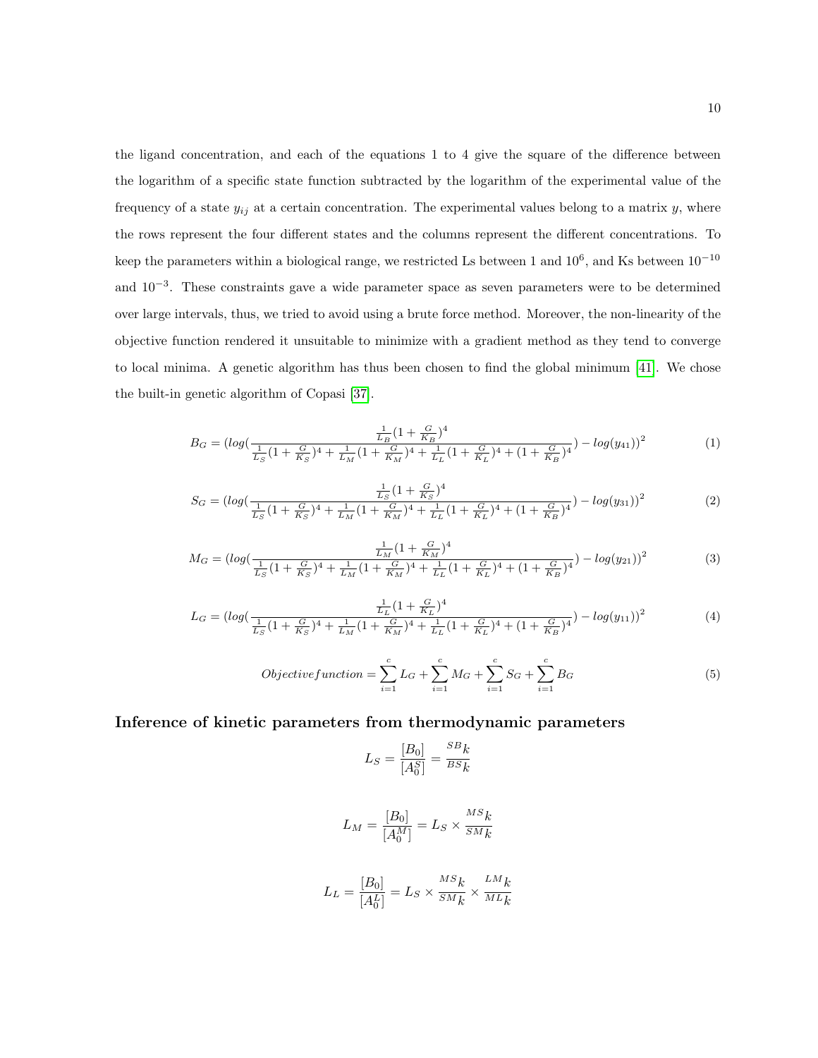the ligand concentration, and each of the equations 1 to 4 give the square of the difference between the logarithm of a specific state function subtracted by the logarithm of the experimental value of the frequency of a state $y_{ij}$ at a certain concentration. The experimental values belong to a matrix $y$, where the rows represent the four different states and the columns represent the different concentrations. To keep the parameters within a biological range, we restricted Ls between 1 and $10^6$, and Ks between $10^{-10}$ and $10^{-3}$. These constraints gave a wide parameter space as seven parameters were to be determined over large intervals, thus, we tried to avoid using a brute force method. Moreover, the non-linearity of the objective function rendered it unsuitable to minimize with a gradient method as they tend to converge to local minima. A genetic algorithm has thus been chosen to find the global minimum [41]. We chose the built-in genetic algorithm of Copasi [37].

$$B_G = (log(\frac{\frac{1}{L_B}(1+\frac{G}{K_B})^4}{\frac{1}{L_S}(1+\frac{G}{K_S})^4 + \frac{1}{L_M}(1+\frac{G}{K_M})^4 + \frac{1}{L_L}(1+\frac{G}{K_L})^4 + (1+\frac{G}{K_B})^4}) - log(y_{41}))^2 \tag{1}$$

$$S_G = (log(\frac{\frac{1}{L_S}(1+\frac{G}{K_S})^4}{\frac{1}{L_S}(1+\frac{G}{K_S})^4 + \frac{1}{L_M}(1+\frac{G}{K_M})^4 + \frac{1}{L_L}(1+\frac{G}{K_L})^4 + (1+\frac{G}{K_B})^4}) - log(y_{31}))^2 \tag{2}$$

$$M_G = (log(\frac{\frac{1}{L_M}(1+\frac{G}{K_M})^4}{\frac{1}{L_S}(1+\frac{G}{K_S})^4 + \frac{1}{L_M}(1+\frac{G}{K_M})^4 + \frac{1}{L_L}(1+\frac{G}{K_L})^4 + (1+\frac{G}{K_B})^4}) - log(y_{21}))^2 \tag{3}$$

$$L_G = (log(\frac{\frac{1}{L_L}(1+\frac{G}{K_L})^4}{\frac{1}{L_S}(1+\frac{G}{K_S})^4 + \frac{1}{L_M}(1+\frac{G}{K_M})^4 + \frac{1}{L_L}(1+\frac{G}{K_L})^4 + (1+\frac{G}{K_B})^4}) - log(y_{11}))^2 \tag{4}$$

$$Objectivefunction = \sum_{i=1}^{c} L_G + \sum_{i=1}^{c} M_G + \sum_{i=1}^{c} S_G + \sum_{i=1}^{c} B_G \tag{5}$$

## Inference of kinetic parameters from thermodynamic parameters

$$L_S = \frac{[B_0]}{[A_0^S]} = \frac{{}^{SB}k}{{}^{BS}k}$$

$$L_M = \frac{[B_0]}{[A_0^M]} = L_S \times \frac{{}^{MS}k}{{}^{SM}k}$$

$$L_L = \frac{[B_0]}{[A_0^L]} = L_S \times \frac{{}^{MS}k}{{}^{SM}k} \times \frac{{}^{LM}k}{{}^{ML}k}$$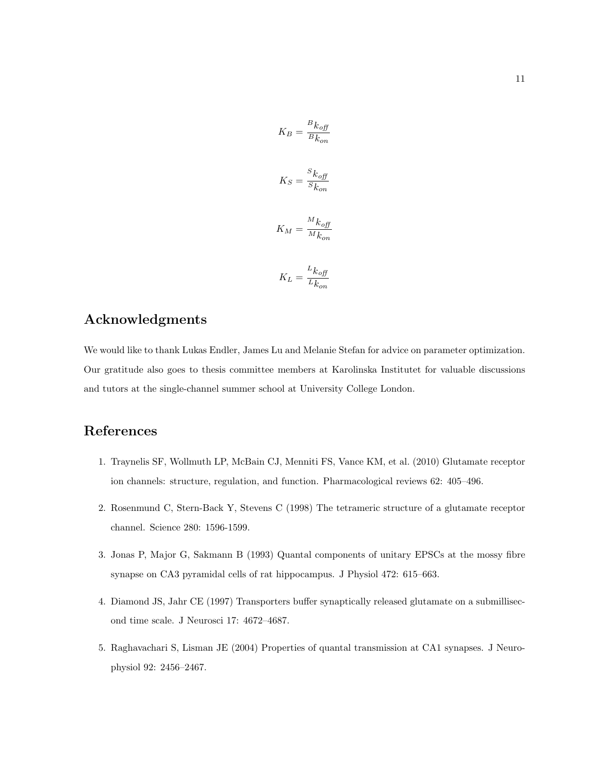$$K_B = \frac{{}^{B}k_{off}}{{}^{B}k_{on}}$$

$$K_S = \frac{{}^{S}k_{off}}{{}^{S}k_{on}}$$

$$K_M = \frac{{}^{M}k_{off}}{{}^{M}k_{on}}$$

$$K_L = \frac{{}^{L}k_{off}}{{}^{L}k_{on}}$$

## Acknowledgments

We would like to thank Lukas Endler, James Lu and Melanie Stefan for advice on parameter optimization. Our gratitude also goes to thesis committee members at Karolinska Institutet for valuable discussions and tutors at the single-channel summer school at University College London.

## References

1. Traynelis SF, Wollmuth LP, McBain CJ, Menniti FS, Vance KM, et al. (2010) Glutamate receptor ion channels: structure, regulation, and function. Pharmacological reviews 62: 405–496.

2. Rosenmund C, Stern-Back Y, Stevens C (1998) The tetrameric structure of a glutamate receptor channel. Science 280: 1596-1599.

3. Jonas P, Major G, Sakmann B (1993) Quantal components of unitary EPSCs at the mossy fibre synapse on CA3 pyramidal cells of rat hippocampus. J Physiol 472: 615–663.

4. Diamond JS, Jahr CE (1997) Transporters buffer synaptically released glutamate on a submillisecond time scale. J Neurosci 17: 4672–4687.

5. Raghavachari S, Lisman JE (2004) Properties of quantal transmission at CA1 synapses. J Neurophysiol 92: 2456–2467.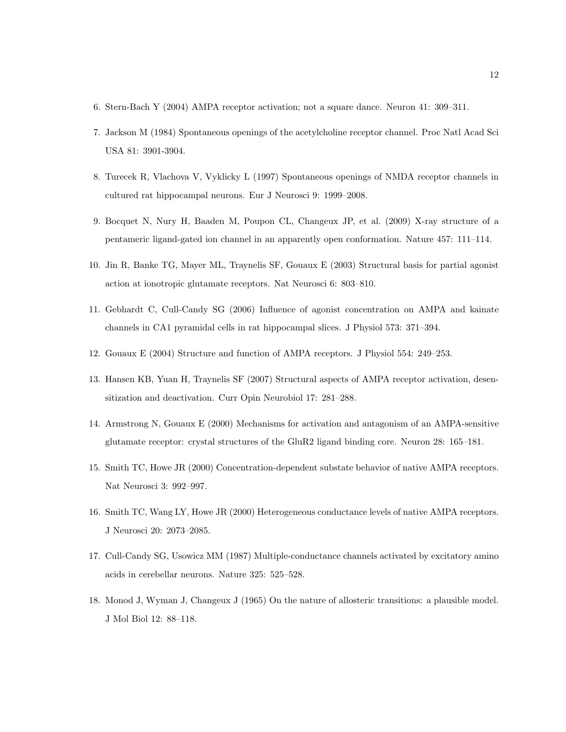6. Stern-Bach Y (2004) AMPA receptor activation; not a square dance. Neuron 41: 309–311.
7. Jackson M (1984) Spontaneous openings of the acetylcholine receptor channel. Proc Natl Acad Sci USA 81: 3901-3904.
8. Turecek R, Vlachova V, Vyklicky L (1997) Spontaneous openings of NMDA receptor channels in cultured rat hippocampal neurons. Eur J Neurosci 9: 1999–2008.
9. Bocquet N, Nury H, Baaden M, Poupon CL, Changeux JP, et al. (2009) X-ray structure of a pentameric ligand-gated ion channel in an apparently open conformation. Nature 457: 111–114.
10. Jin R, Banke TG, Mayer ML, Traynelis SF, Gouaux E (2003) Structural basis for partial agonist action at ionotropic glutamate receptors. Nat Neurosci 6: 803–810.
11. Gebhardt C, Cull-Candy SG (2006) Influence of agonist concentration on AMPA and kainate channels in CA1 pyramidal cells in rat hippocampal slices. J Physiol 573: 371–394.
12. Gouaux E (2004) Structure and function of AMPA receptors. J Physiol 554: 249–253.
13. Hansen KB, Yuan H, Traynelis SF (2007) Structural aspects of AMPA receptor activation, desensitization and deactivation. Curr Opin Neurobiol 17: 281–288.
14. Armstrong N, Gouaux E (2000) Mechanisms for activation and antagonism of an AMPA-sensitive glutamate receptor: crystal structures of the GluR2 ligand binding core. Neuron 28: 165–181.
15. Smith TC, Howe JR (2000) Concentration-dependent substate behavior of native AMPA receptors. Nat Neurosci 3: 992–997.
16. Smith TC, Wang LY, Howe JR (2000) Heterogeneous conductance levels of native AMPA receptors. J Neurosci 20: 2073–2085.
17. Cull-Candy SG, Usowicz MM (1987) Multiple-conductance channels activated by excitatory amino acids in cerebellar neurons. Nature 325: 525–528.
18. Monod J, Wyman J, Changeux J (1965) On the nature of allosteric transitions: a plausible model. J Mol Biol 12: 88–118.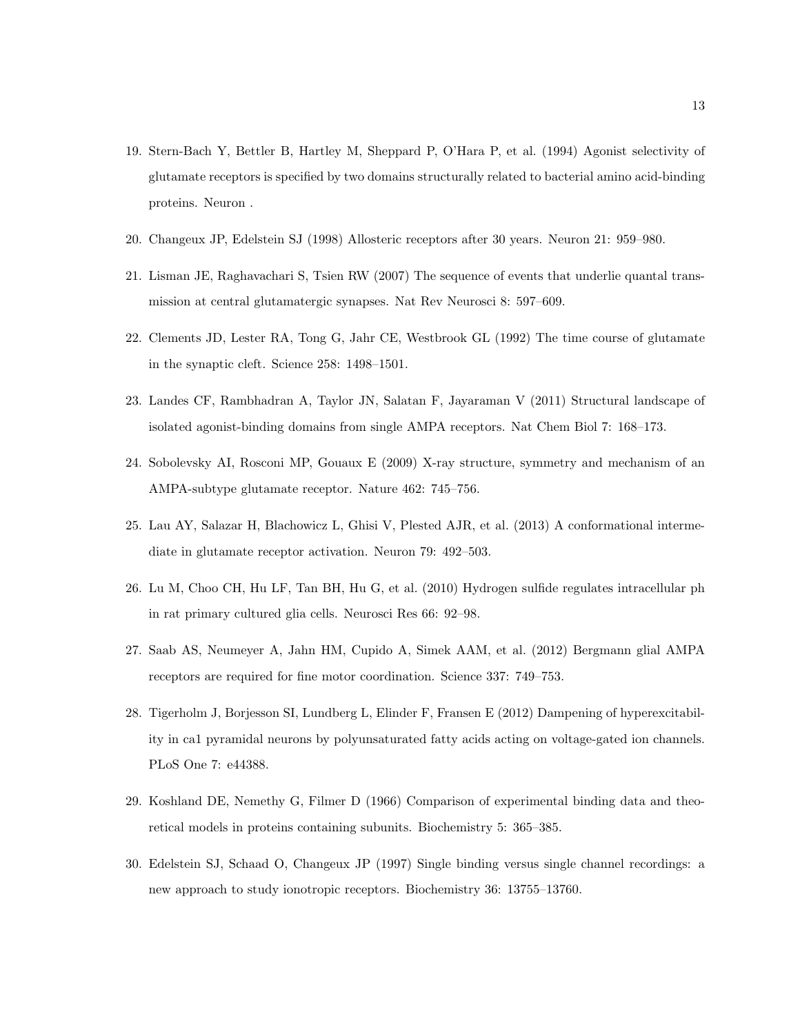19. Stern-Bach Y, Bettler B, Hartley M, Sheppard P, O'Hara P, et al. (1994) Agonist selectivity of glutamate receptors is specified by two domains structurally related to bacterial amino acid-binding proteins. Neuron .

20. Changeux JP, Edelstein SJ (1998) Allosteric receptors after 30 years. Neuron 21: 959–980.

21. Lisman JE, Raghavachari S, Tsien RW (2007) The sequence of events that underlie quantal transmission at central glutamatergic synapses. Nat Rev Neurosci 8: 597–609.

22. Clements JD, Lester RA, Tong G, Jahr CE, Westbrook GL (1992) The time course of glutamate in the synaptic cleft. Science 258: 1498–1501.

23. Landes CF, Rambhadran A, Taylor JN, Salatan F, Jayaraman V (2011) Structural landscape of isolated agonist-binding domains from single AMPA receptors. Nat Chem Biol 7: 168–173.

24. Sobolevsky AI, Rosconi MP, Gouaux E (2009) X-ray structure, symmetry and mechanism of an AMPA-subtype glutamate receptor. Nature 462: 745–756.

25. Lau AY, Salazar H, Blachowicz L, Ghisi V, Plested AJR, et al. (2013) A conformational intermediate in glutamate receptor activation. Neuron 79: 492–503.

26. Lu M, Choo CH, Hu LF, Tan BH, Hu G, et al. (2010) Hydrogen sulfide regulates intracellular ph in rat primary cultured glia cells. Neurosci Res 66: 92–98.

27. Saab AS, Neumeyer A, Jahn HM, Cupido A, Simek AAM, et al. (2012) Bergmann glial AMPA receptors are required for fine motor coordination. Science 337: 749–753.

28. Tigerholm J, Borjesson SI, Lundberg L, Elinder F, Fransen E (2012) Dampening of hyperexcitability in ca1 pyramidal neurons by polyunsaturated fatty acids acting on voltage-gated ion channels. PLoS One 7: e44388.

29. Koshland DE, Nemethy G, Filmer D (1966) Comparison of experimental binding data and theoretical models in proteins containing subunits. Biochemistry 5: 365–385.

30. Edelstein SJ, Schaad O, Changeux JP (1997) Single binding versus single channel recordings: a new approach to study ionotropic receptors. Biochemistry 36: 13755–13760.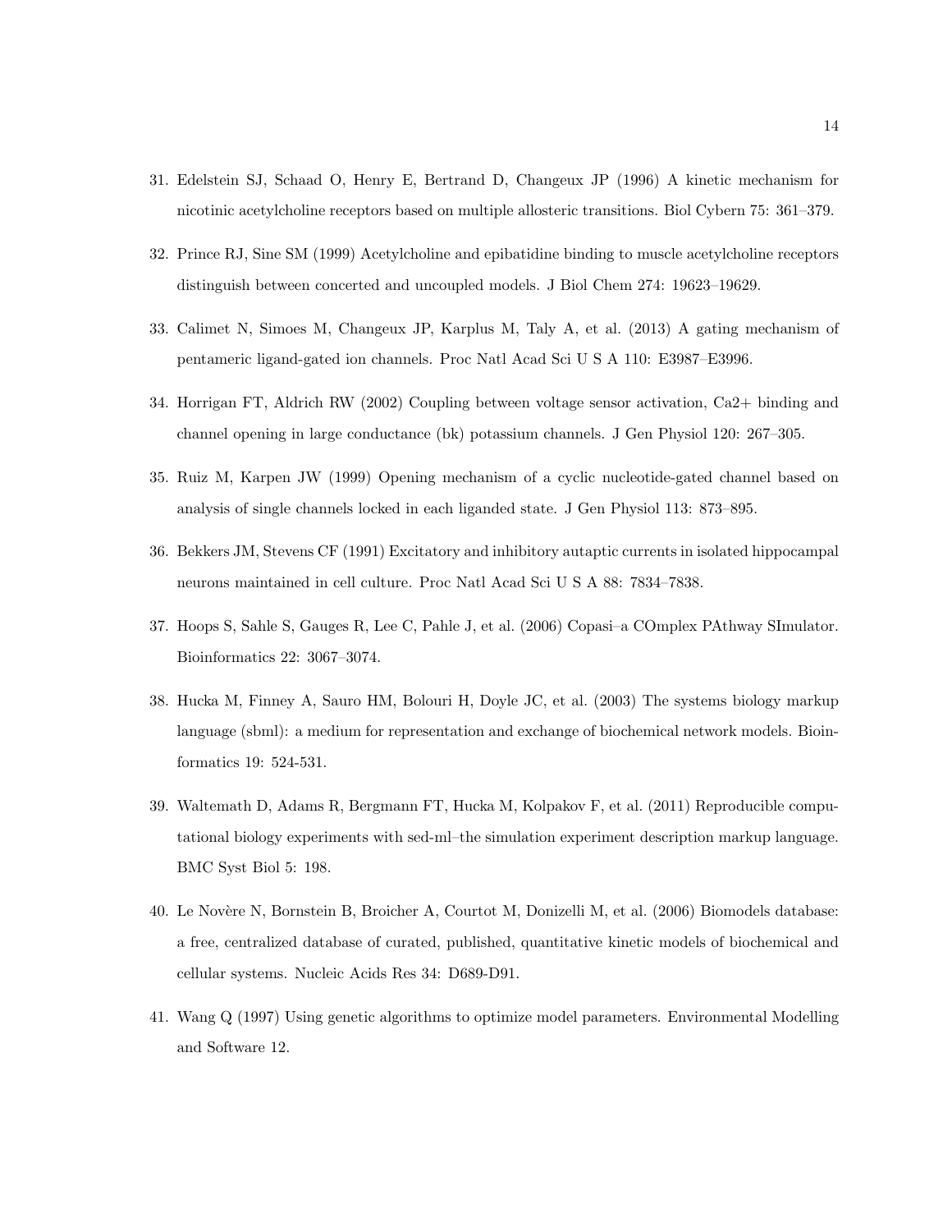31. Edelstein SJ, Schaad O, Henry E, Bertrand D, Changeux JP (1996) A kinetic mechanism for nicotinic acetylcholine receptors based on multiple allosteric transitions. Biol Cybern 75: 361–379.

32. Prince RJ, Sine SM (1999) Acetylcholine and epibatidine binding to muscle acetylcholine receptors distinguish between concerted and uncoupled models. J Biol Chem 274: 19623–19629.

33. Calimet N, Simoes M, Changeux JP, Karplus M, Taly A, et al. (2013) A gating mechanism of pentameric ligand-gated ion channels. Proc Natl Acad Sci U S A 110: E3987–E3996.

34. Horrigan FT, Aldrich RW (2002) Coupling between voltage sensor activation, Ca2+ binding and channel opening in large conductance (bk) potassium channels. J Gen Physiol 120: 267–305.

35. Ruiz M, Karpen JW (1999) Opening mechanism of a cyclic nucleotide-gated channel based on analysis of single channels locked in each liganded state. J Gen Physiol 113: 873–895.

36. Bekkers JM, Stevens CF (1991) Excitatory and inhibitory autaptic currents in isolated hippocampal neurons maintained in cell culture. Proc Natl Acad Sci U S A 88: 7834–7838.

37. Hoops S, Sahle S, Gauges R, Lee C, Pahle J, et al. (2006) Copasi–a COmplex PAthway SImulator. Bioinformatics 22: 3067–3074.

38. Hucka M, Finney A, Sauro HM, Bolouri H, Doyle JC, et al. (2003) The systems biology markup language (sbml): a medium for representation and exchange of biochemical network models. Bioinformatics 19: 524-531.

39. Waltemath D, Adams R, Bergmann FT, Hucka M, Kolpakov F, et al. (2011) Reproducible computational biology experiments with sed-ml–the simulation experiment description markup language. BMC Syst Biol 5: 198.

40. Le Novère N, Bornstein B, Broicher A, Courtot M, Donizelli M, et al. (2006) Biomodels database: a free, centralized database of curated, published, quantitative kinetic models of biochemical and cellular systems. Nucleic Acids Res 34: D689-D91.

41. Wang Q (1997) Using genetic algorithms to optimize model parameters. Environmental Modelling and Software 12.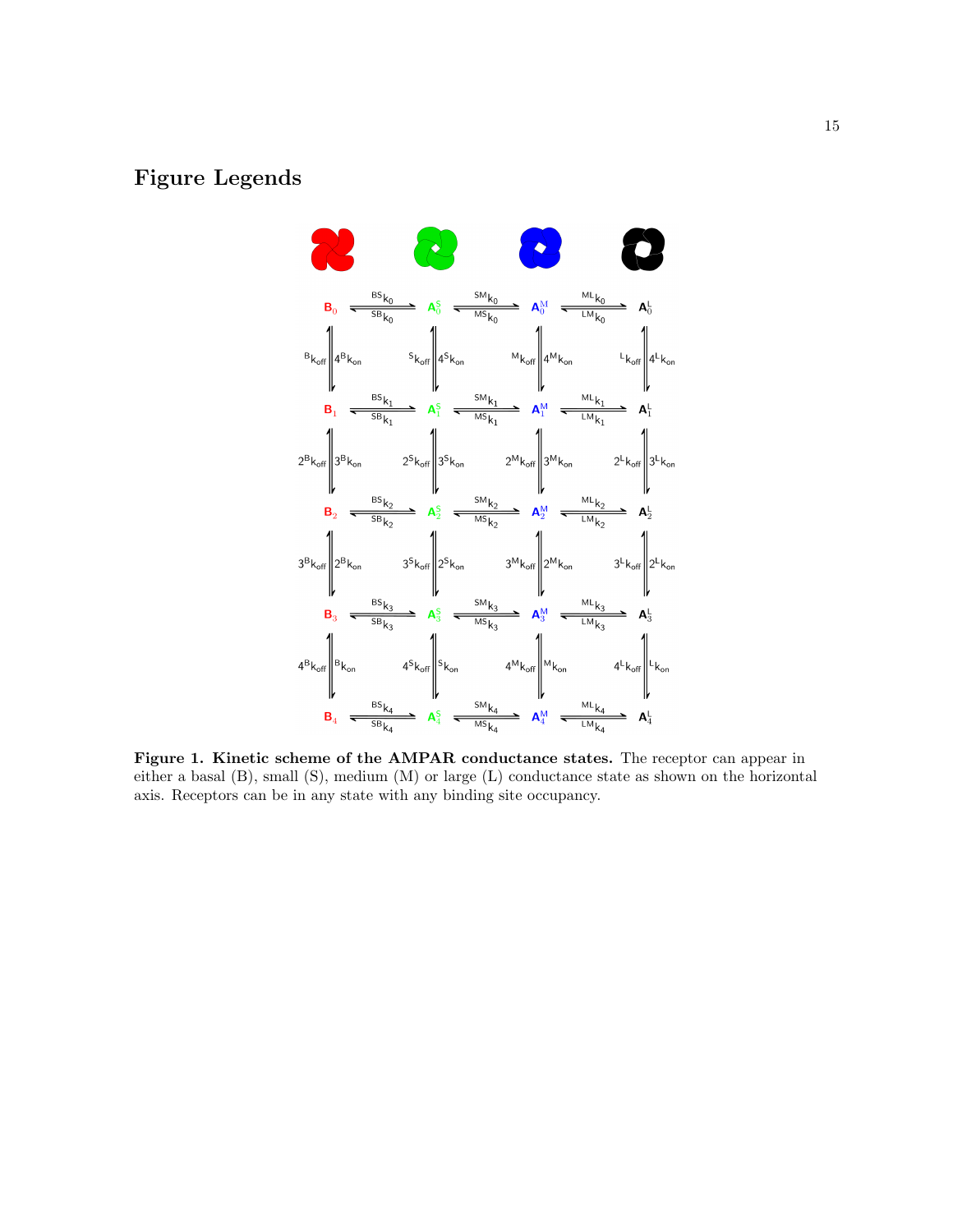# Figure Legends

**Figure 1. Kinetic scheme of the AMPAR conductance states.** The receptor can appear in either a basal (B), small (S), medium (M) or large (L) conductance state as shown on the horizontal axis. Receptors can be in any state with any binding site occupancy.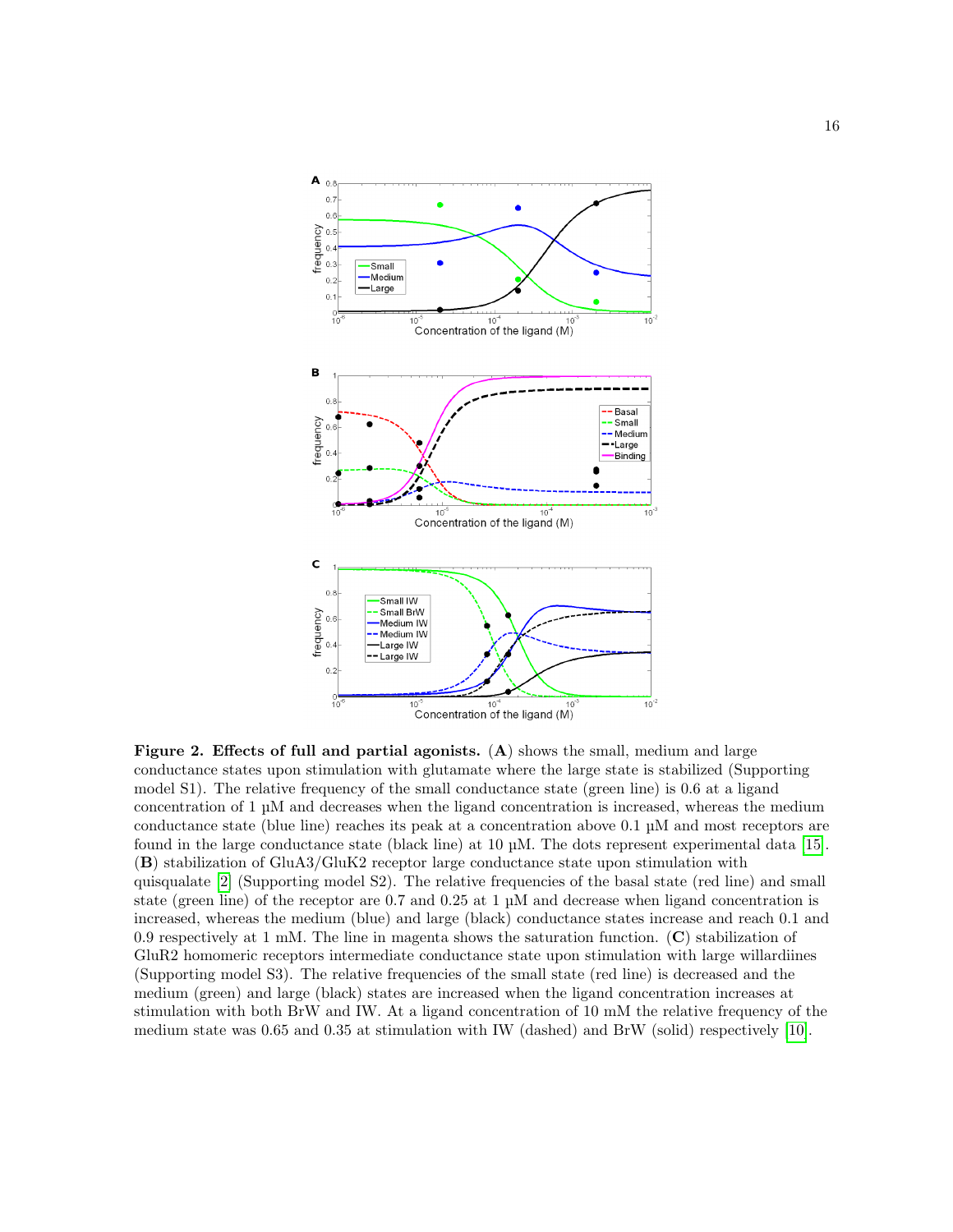**Figure 2. Effects of full and partial agonists.** (**A**) shows the small, medium and large conductance states upon stimulation with glutamate where the large state is stabilized (Supporting model S1). The relative frequency of the small conductance state (green line) is 0.6 at a ligand concentration of 1 µM and decreases when the ligand concentration is increased, whereas the medium conductance state (blue line) reaches its peak at a concentration above 0.1 µM and most receptors are found in the large conductance state (black line) at 10 µM. The dots represent experimental data [15]. (**B**) stabilization of GluA3/GluK2 receptor large conductance state upon stimulation with quisqualate [2] (Supporting model S2). The relative frequencies of the basal state (red line) and small state (green line) of the receptor are 0.7 and 0.25 at 1 µM and decrease when ligand concentration is increased, whereas the medium (blue) and large (black) conductance states increase and reach 0.1 and 0.9 respectively at 1 mM. The line in magenta shows the saturation function. (**C**) stabilization of GluR2 homomeric receptors intermediate conductance state upon stimulation with large willardiines (Supporting model S3). The relative frequencies of the small state (red line) is decreased and the medium (green) and large (black) states are increased when the ligand concentration increases at stimulation with both BrW and IW. At a ligand concentration of 10 mM the relative frequency of the medium state was 0.65 and 0.35 at stimulation with IW (dashed) and BrW (solid) respectively [10].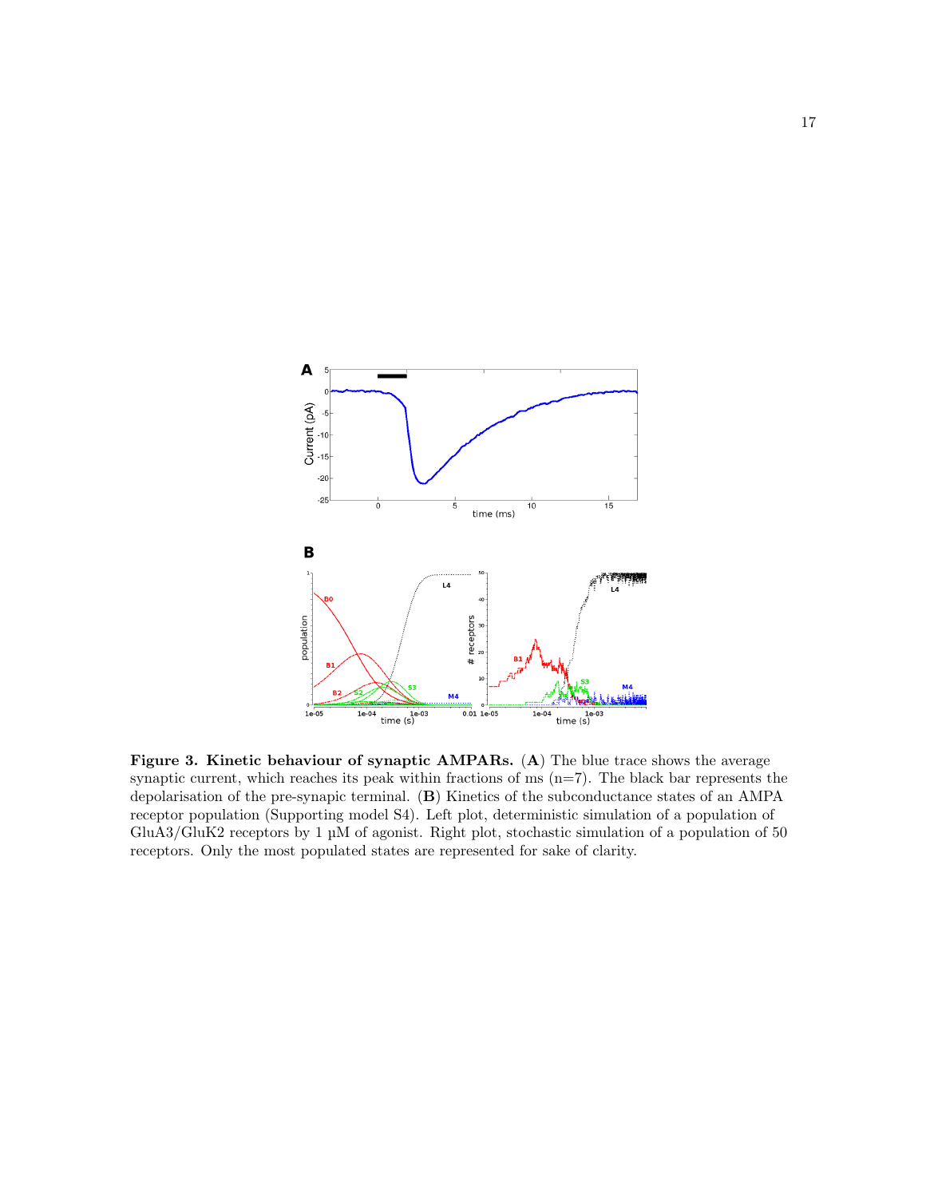**Figure 3. Kinetic behaviour of synaptic AMPARs.** (**A**) The blue trace shows the average synaptic current, which reaches its peak within fractions of ms (n=7). The black bar represents the depolarisation of the pre-synapic terminal. (**B**) Kinetics of the subconductance states of an AMPA receptor population (Supporting model S4). Left plot, deterministic simulation of a population of GluA3/GluK2 receptors by 1 µM of agonist. Right plot, stochastic simulation of a population of 50 receptors. Only the most populated states are represented for sake of clarity.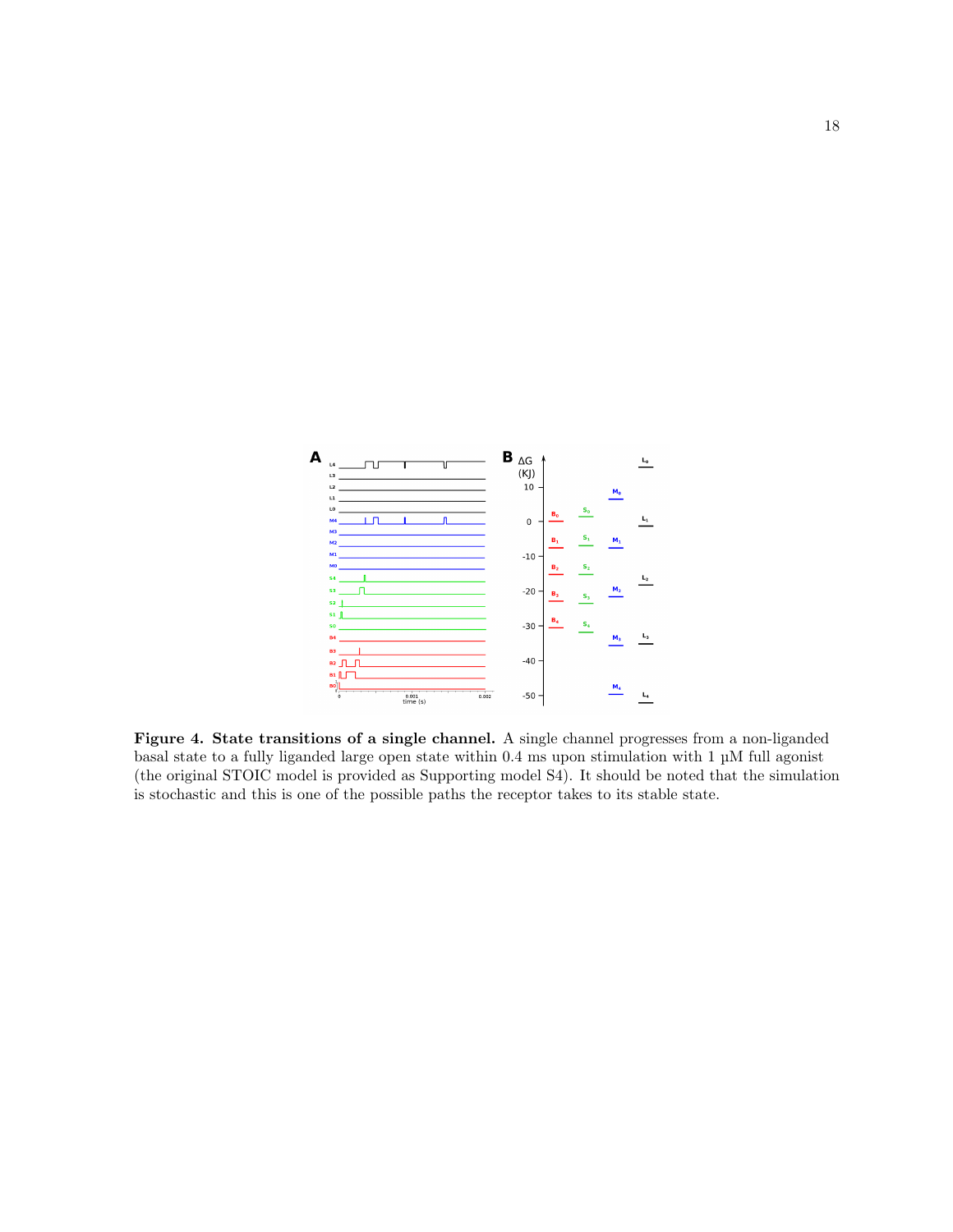**Figure 4. State transitions of a single channel.** A single channel progresses from a non-liganded basal state to a fully liganded large open state within 0.4 ms upon stimulation with 1 µM full agonist (the original STOIC model is provided as Supporting model S4). It should be noted that the simulation is stochastic and this is one of the possible paths the receptor takes to its stable state.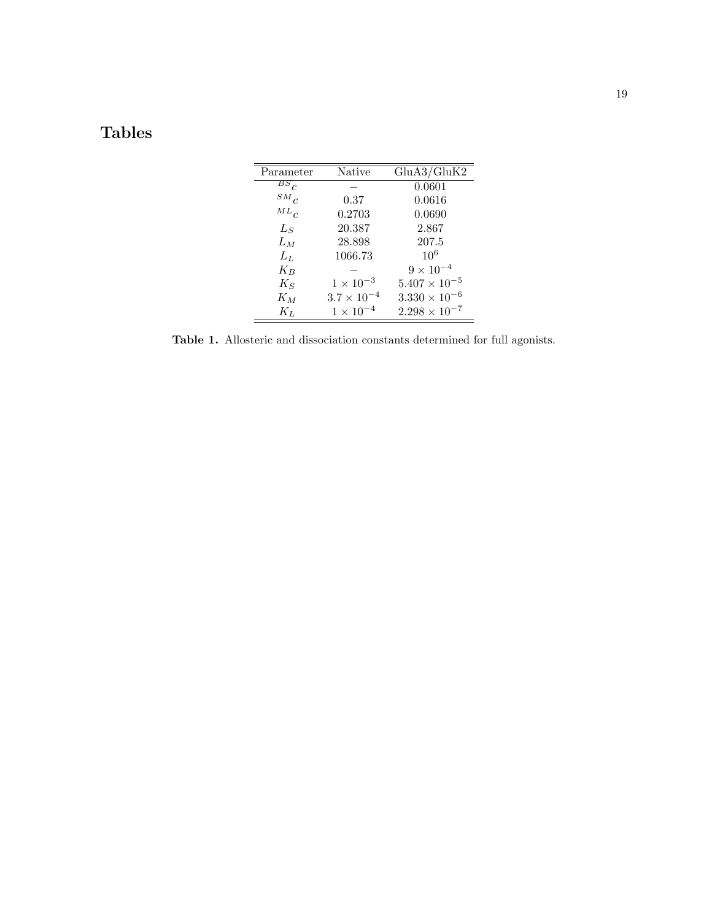# Tables

| Parameter | Native | GluA3/GluK2 |
|---|---|---|
| ${}^{BS}c$ | – | 0.0601 |
| ${}^{SM}c$ | 0.37 | 0.0616 |
| ${}^{ML}c$ | 0.2703 | 0.0690 |
| $L_S$ | 20.387 | 2.867 |
| $L_M$ | 28.898 | 207.5 |
| $L_L$ | 1066.73 | $10^6$ |
| $K_B$ | – | $9 \times 10^{-4}$ |
| $K_S$ | $1 \times 10^{-3}$ | $5.407 \times 10^{-5}$ |
| $K_M$ | $3.7 \times 10^{-4}$ | $3.330 \times 10^{-6}$ |
| $K_L$ | $1 \times 10^{-4}$ | $2.298 \times 10^{-7}$ |

**Table 1.** Allosteric and dissociation constants determined for full agonists.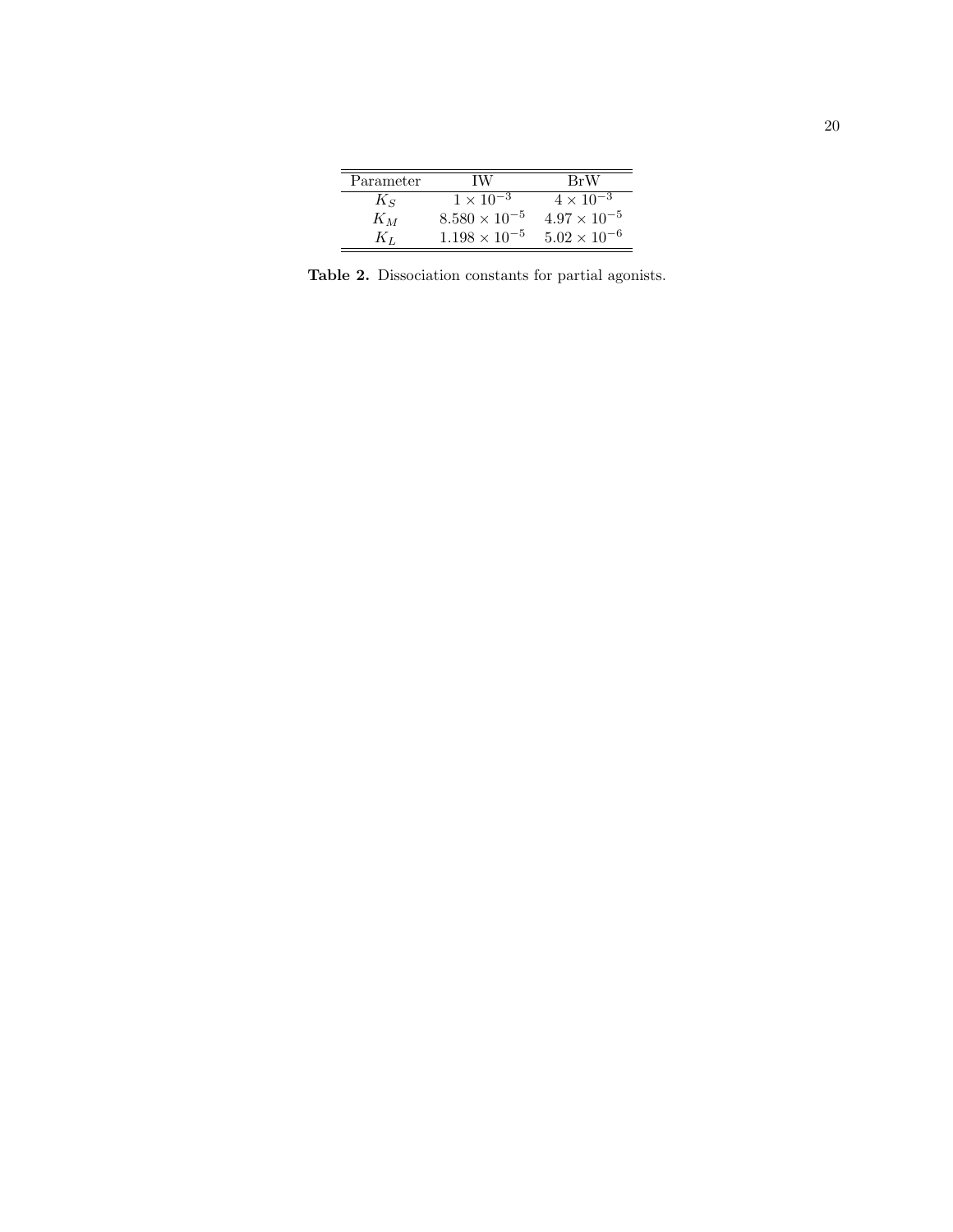| Parameter | IW | BrW |
| --- | --- | --- |
| $K_S$ | $1 \times 10^{-3}$ | $4 \times 10^{-3}$ |
| $K_M$ | $8.580 \times 10^{-5}$ | $4.97 \times 10^{-5}$ |
| $K_L$ | $1.198 \times 10^{-5}$ | $5.02 \times 10^{-6}$ |

**Table 2.** Dissociation constants for partial agonists.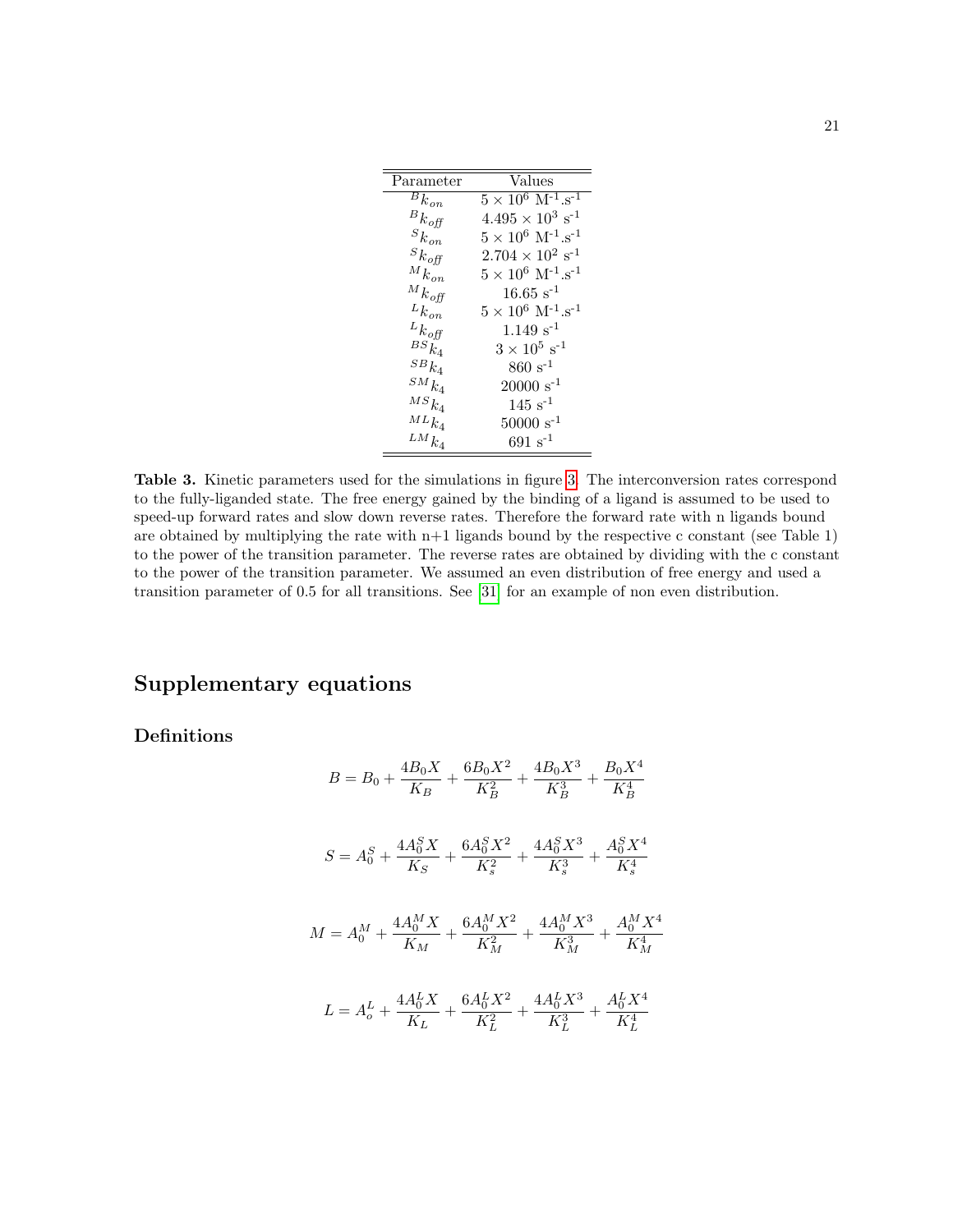| Parameter | Values |
|---|---|
| ${}^{B}k_{on}$ | $5 \times 10^6$ M$^{-1}$.s$^{-1}$ |
| ${}^{B}k_{off}$ | $4.495 \times 10^3$ s$^{-1}$ |
| ${}^{S}k_{on}$ | $5 \times 10^6$ M$^{-1}$.s$^{-1}$ |
| ${}^{S}k_{off}$ | $2.704 \times 10^2$ s$^{-1}$ |
| ${}^{M}k_{on}$ | $5 \times 10^6$ M$^{-1}$.s$^{-1}$ |
| ${}^{M}k_{off}$ | 16.65 s$^{-1}$ |
| ${}^{L}k_{on}$ | $5 \times 10^6$ M$^{-1}$.s$^{-1}$ |
| ${}^{L}k_{off}$ | 1.149 s$^{-1}$ |
| ${}^{BS}k_4$ | $3 \times 10^5$ s$^{-1}$ |
| ${}^{SB}k_4$ | 860 s$^{-1}$ |
| ${}^{SM}k_4$ | 20000 s$^{-1}$ |
| ${}^{MS}k_4$ | 145 s$^{-1}$ |
| ${}^{ML}k_4$ | 50000 s$^{-1}$ |
| ${}^{LM}k_4$ | 691 s$^{-1}$ |

**Table 3.** Kinetic parameters used for the simulations in figure 3. The interconversion rates correspond to the fully-liganded state. The free energy gained by the binding of a ligand is assumed to be used to speed-up forward rates and slow down reverse rates. Therefore the forward rate with n ligands bound are obtained by multiplying the rate with n+1 ligands bound by the respective c constant (see Table 1) to the power of the transition parameter. The reverse rates are obtained by dividing with the c constant to the power of the transition parameter. We assumed an even distribution of free energy and used a transition parameter of 0.5 for all transitions. See [31] for an example of non even distribution.

## Supplementary equations

### Definitions

$$B = B_0 + \frac{4B_0X}{K_B} + \frac{6B_0X^2}{K_B^2} + \frac{4B_0X^3}{K_B^3} + \frac{B_0X^4}{K_B^4}$$

$$S = A_0^S + \frac{4A_0^SX}{K_S} + \frac{6A_0^SX^2}{K_s^2} + \frac{4A_0^SX^3}{K_s^3} + \frac{A_0^SX^4}{K_s^4}$$

$$M = A_0^M + \frac{4A_0^MX}{K_M} + \frac{6A_0^MX^2}{K_M^2} + \frac{4A_0^MX^3}{K_M^3} + \frac{A_0^MX^4}{K_M^4}$$

$$L = A_o^L + \frac{4A_0^LX}{K_L} + \frac{6A_0^LX^2}{K_L^2} + \frac{4A_0^LX^3}{K_L^3} + \frac{A_0^LX^4}{K_L^4}$$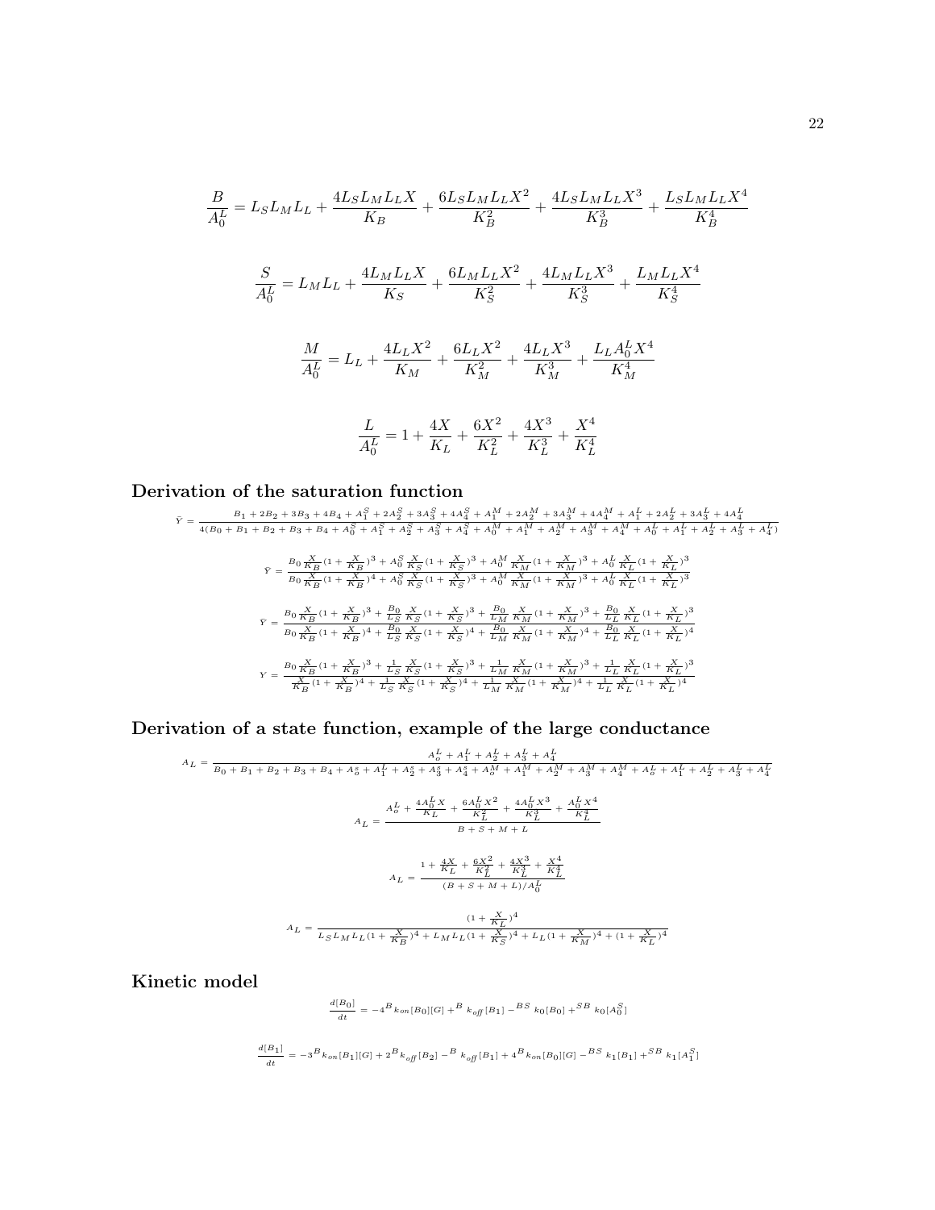$$\frac{B}{A_0^L} = L_S L_M L_L + \frac{4L_S L_M L_L X}{K_B} + \frac{6L_S L_M L_L X^2}{K_B^2} + \frac{4L_S L_M L_L X^3}{K_B^3} + \frac{L_S L_M L_L X^4}{K_B^4}$$

$$\frac{S}{A_0^L} = L_M L_L + \frac{4L_M L_L X}{K_S} + \frac{6L_M L_L X^2}{K_S^2} + \frac{4L_M L_L X^3}{K_S^3} + \frac{L_M L_L X^4}{K_S^4}$$

$$\frac{M}{A_0^L} = L_L + \frac{4L_L X^2}{K_M} + \frac{6L_L X^2}{K_M^2} + \frac{4L_L X^3}{K_M^3} + \frac{L_L A_0^L X^4}{K_M^4}$$

$$\frac{L}{A_0^L} = 1 + \frac{4X}{K_L} + \frac{6X^2}{K_L^2} + \frac{4X^3}{K_L^3} + \frac{X^4}{K_L^4}$$

## Derivation of the saturation function

$$\bar{Y} = \frac{B_1 + 2B_2 + 3B_3 + 4B_4 + A_1^S + 2A_2^S + 3A_3^S + 4A_4^S + A_1^M + 2A_2^M + 3A_3^M + 4A_4^M + A_1^L + 2A_2^L + 3A_3^L + 4A_4^L}{4(B_0 + B_1 + B_2 + B_3 + B_4 + A_0^S + A_1^S + A_2^S + A_3^S + A_4^S + A_0^M + A_1^M + A_2^M + A_3^M + A_4^M + A_0^L + A_1^L + A_2^L + A_3^L + A_4^L)}$$

$$\bar{Y} = \frac{B_0 \frac{X}{K_B}(1+\frac{X}{K_B})^3 + A_0^S \frac{X}{K_S}(1+\frac{X}{K_S})^3 + A_0^M \frac{X}{K_M}(1+\frac{X}{K_M})^3 + A_0^L \frac{X}{K_L}(1+\frac{X}{K_L})^3}{B_0 \frac{X}{K_B}(1+\frac{X}{K_B})^4 + A_0^S \frac{X}{K_S}(1+\frac{X}{K_S})^3 + A_0^M \frac{X}{K_M}(1+\frac{X}{K_M})^3 + A_0^L \frac{X}{K_L}(1+\frac{X}{K_L})^3}$$

$$\bar{Y} = \frac{B_0 \frac{X}{K_B}(1+\frac{X}{K_B})^3 + \frac{B_0}{L_S} \frac{X}{K_S}(1+\frac{X}{K_S})^3 + \frac{B_0}{L_M} \frac{X}{K_M}(1+\frac{X}{K_M})^3 + \frac{B_0}{L_L} \frac{X}{K_L}(1+\frac{X}{K_L})^3}{B_0 \frac{X}{K_B}(1+\frac{X}{K_B})^4 + \frac{B_0}{L_S} \frac{X}{K_S}(1+\frac{X}{K_S})^4 + \frac{B_0}{L_M} \frac{X}{K_M}(1+\frac{X}{K_M})^4 + \frac{B_0}{L_L} \frac{X}{K_L}(1+\frac{X}{K_L})^4}$$

$$Y = \frac{B_0 \frac{X}{K_B}(1+\frac{X}{K_B})^3 + \frac{1}{L_S} \frac{X}{K_S}(1+\frac{X}{K_S})^3 + \frac{1}{L_M} \frac{X}{K_M}(1+\frac{X}{K_M})^3 + \frac{1}{L_L} \frac{X}{K_L}(1+\frac{X}{K_L})^3}{\frac{X}{K_B}(1+\frac{X}{K_B})^4 + \frac{1}{L_S} \frac{X}{K_S}(1+\frac{X}{K_S})^4 + \frac{1}{L_M} \frac{X}{K_M}(1+\frac{X}{K_M})^4 + \frac{1}{L_L} \frac{X}{K_L}(1+\frac{X}{K_L})^4}$$

## Derivation of a state function, example of the large conductance

$$A_L = \frac{A_o^L + A_1^L + A_2^L + A_3^L + A_4^L}{B_0 + B_1 + B_2 + B_3 + B_4 + A_o^s + A_1^L + A_2^s + A_3^s + A_4^s + A_o^M + A_1^M + A_2^M + A_3^M + A_4^M + A_o^L + A_1^L + A_2^L + A_3^L + A_4^L}$$

$$A_L = \frac{A_o^L + \frac{4A_0^L X}{K_L} + \frac{6A_0^L X^2}{K_L^2} + \frac{4A_0^L X^3}{K_L^3} + \frac{A_0^L X^4}{K_L^4}}{B + S + M + L}$$

$$A_L = \frac{1 + \frac{4X}{K_L} + \frac{6X^2}{K_L^2} + \frac{4X^3}{K_L^3} + \frac{X^4}{K_L^4}}{(B + S + M + L)/A_0^L}$$

$$A_L = \frac{(1+\frac{X}{K_L})^4}{L_S L_M L_L (1+\frac{X}{K_B})^4 + L_M L_L (1+\frac{X}{K_S})^4 + L_L (1+\frac{X}{K_M})^4 + (1+\frac{X}{K_L})^4}$$

## Kinetic model

$$\frac{d[B_0]}{dt} = -4^B k_{on}[B_0][G] +^B k_{off}[B_1] -^{BS} k_0[B_0] +^{SB} k_0[A_0^S]$$

$$\frac{d[B_1]}{dt} = -3^B k_{on}[B_1][G] + 2^B k_{off}[B_2] -^B k_{off}[B_1] + 4^B k_{on}[B_0][G] -^{BS} k_1[B_1] +^{SB} k_1[A_1^S]$$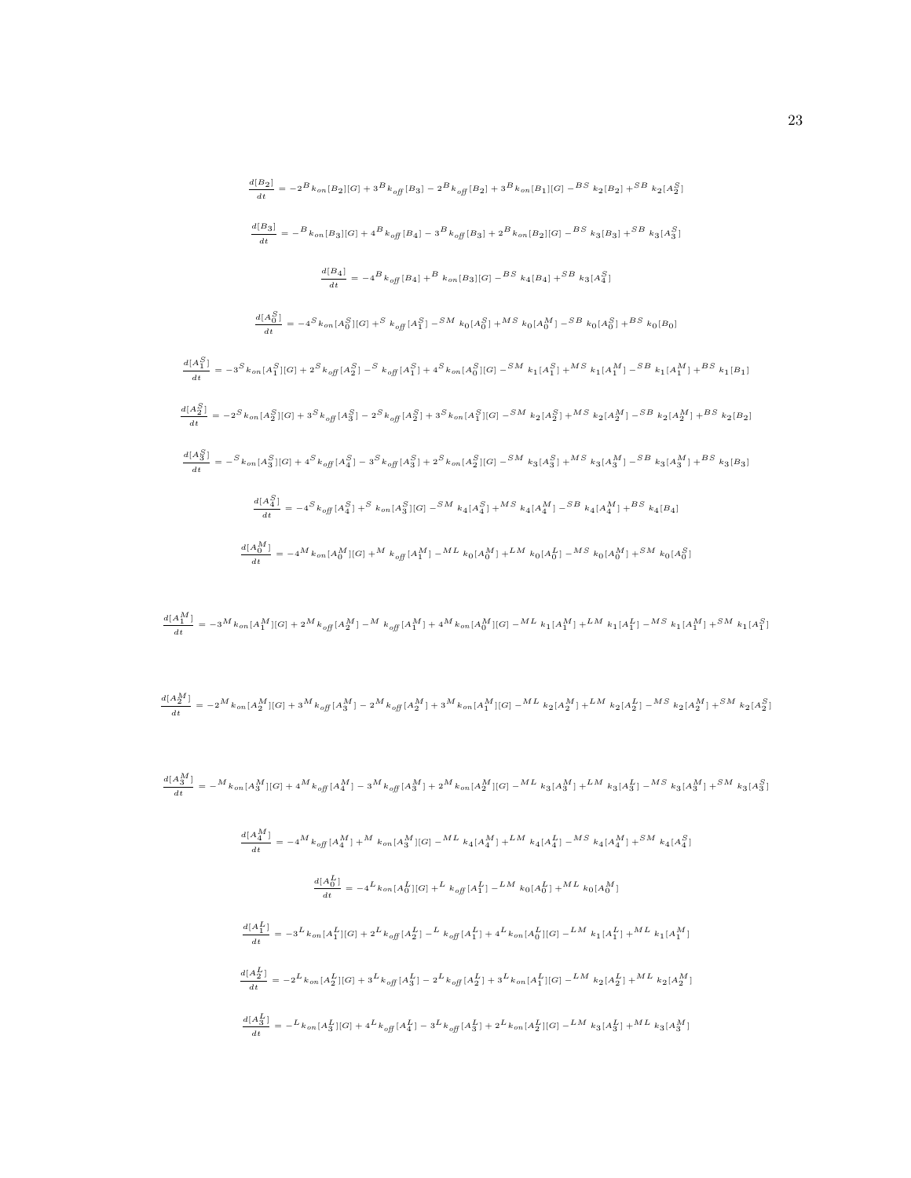$$\frac{d[B_2]}{dt} = -2^B k_{on}[B_2][G] + 3^B k_{off}[B_3] - 2^B k_{off}[B_2] + 3^B k_{on}[B_1][G] -^{BS} k_2[B_2] +^{SB} k_2[A_2^S]$$

$$\frac{d[B_3]}{dt} = -^B k_{on}[B_3][G] + 4^B k_{off}[B_4] - 3^B k_{off}[B_3] + 2^B k_{on}[B_2][G] -^{BS} k_3[B_3] +^{SB} k_3[A_3^S]$$

$$\frac{d[B_4]}{dt} = -4^B k_{off}[B_4] +^B k_{on}[B_3][G] -^{BS} k_4[B_4] +^{SB} k_3[A_4^S]$$

$$\frac{d[A_0^S]}{dt} = -4^S k_{on}[A_0^S][G] +^S k_{off}[A_1^S] -^{SM} k_0[A_0^S] +^{MS} k_0[A_0^M] -^{SB} k_0[A_0^S] +^{BS} k_0[B_0]$$

$$\frac{d[A_1^S]}{dt} = -3^S k_{on}[A_1^S][G] + 2^S k_{off}[A_2^S] -^S k_{off}[A_1^S] + 4^S k_{on}[A_0^S][G] -^{SM} k_1[A_1^S] +^{MS} k_1[A_1^M] -^{SB} k_1[A_1^M] +^{BS} k_1[B_1]$$

$$\frac{d[A_2^S]}{dt} = -2^S k_{on}[A_2^S][G] + 3^S k_{off}[A_3^S] - 2^S k_{off}[A_2^S] + 3^S k_{on}[A_1^S][G] -^{SM} k_2[A_2^S] +^{MS} k_2[A_2^M] -^{SB} k_2[A_2^M] +^{BS} k_2[B_2]$$

$$\frac{d[A_3^S]}{dt} = -^S k_{on}[A_3^S][G] + 4^S k_{off}[A_4^S] - 3^S k_{off}[A_3^S] + 2^S k_{on}[A_2^S][G] -^{SM} k_3[A_3^S] +^{MS} k_3[A_3^M] -^{SB} k_3[A_3^M] +^{BS} k_3[B_3]$$

$$\frac{d[A_4^S]}{dt} = -4^S k_{off}[A_4^S] +^S k_{on}[A_3^S][G] -^{SM} k_4[A_4^S] +^{MS} k_4[A_4^M] -^{SB} k_4[A_4^M] +^{BS} k_4[B_4]$$

$$\frac{d[A_0^M]}{dt} = -4^M k_{on}[A_0^M][G] +^M k_{off}[A_1^M] -^{ML} k_0[A_0^M] +^{LM} k_0[A_0^L] -^{MS} k_0[A_0^M] +^{SM} k_0[A_0^S]$$

$$\frac{d[A_1^M]}{dt} = -3^M k_{on}[A_1^M][G] + 2^M k_{off}[A_2^M] -^M k_{off}[A_1^M] + 4^M k_{on}[A_0^M][G] -^{ML} k_1[A_1^M] +^{LM} k_1[A_1^L] -^{MS} k_1[A_1^M] +^{SM} k_1[A_1^S]$$

$$\frac{d[A_2^M]}{dt} = -2^M k_{on}[A_2^M][G] + 3^M k_{off}[A_3^M] - 2^M k_{off}[A_2^M] + 3^M k_{on}[A_1^M][G] -^{ML} k_2[A_2^M] +^{LM} k_2[A_2^L] -^{MS} k_2[A_2^M] +^{SM} k_2[A_2^S]$$

$$\frac{d[A_3^M]}{dt} = -^M k_{on}[A_3^M][G] + 4^M k_{off}[A_4^M] - 3^M k_{off}[A_3^M] + 2^M k_{on}[A_2^M][G] -^{ML} k_3[A_3^M] +^{LM} k_3[A_3^L] -^{MS} k_3[A_3^M] +^{SM} k_3[A_3^S]$$

$$\frac{d[A_4^M]}{dt} = -4^M k_{off}[A_4^M] +^M k_{on}[A_3^M][G] -^{ML} k_4[A_4^M] +^{LM} k_4[A_4^L] -^{MS} k_4[A_4^M] +^{SM} k_4[A_4^S]$$

$$\frac{d[A_0^L]}{dt} = -4^L k_{on}[A_0^L][G] +^L k_{off}[A_1^L] -^{LM} k_0[A_0^L] +^{ML} k_0[A_0^M]$$

$$\frac{d[A_1^L]}{dt} = -3^L k_{on}[A_1^L][G] + 2^L k_{off}[A_2^L] -^L k_{off}[A_1^L] + 4^L k_{on}[A_0^L][G] -^{LM} k_1[A_1^L] +^{ML} k_1[A_1^M]$$

$$\frac{d[A_2^L]}{dt} = -2^L k_{on}[A_2^L][G] + 3^L k_{off}[A_3^L] - 2^L k_{off}[A_2^L] + 3^L k_{on}[A_1^L][G] -^{LM} k_2[A_2^L] +^{ML} k_2[A_2^M]$$

$$\frac{d[A_3^L]}{dt} = -^L k_{on}[A_3^L][G] + 4^L k_{off}[A_4^L] - 3^L k_{off}[A_3^L] + 2^L k_{on}[A_2^L][G] -^{LM} k_3[A_3^L] +^{ML} k_3[A_3^M]$$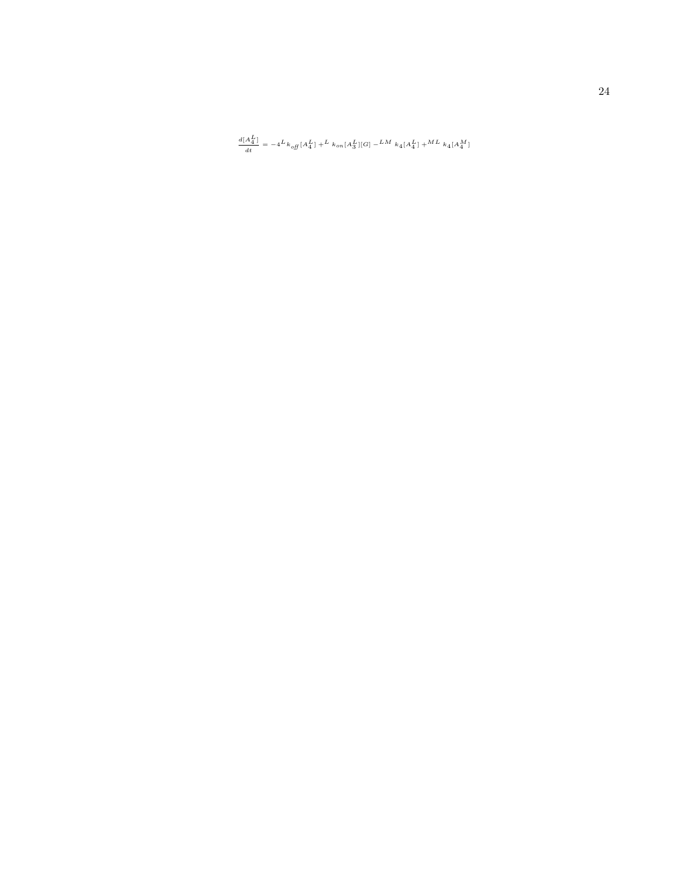$$\frac{d[A_4^L]}{dt} = -4^L k_{off}[A_4^L] +^L k_{on}[A_3^L][G] -^{LM} k_4[A_4^L] +^{ML} k_4[A_4^M]$$